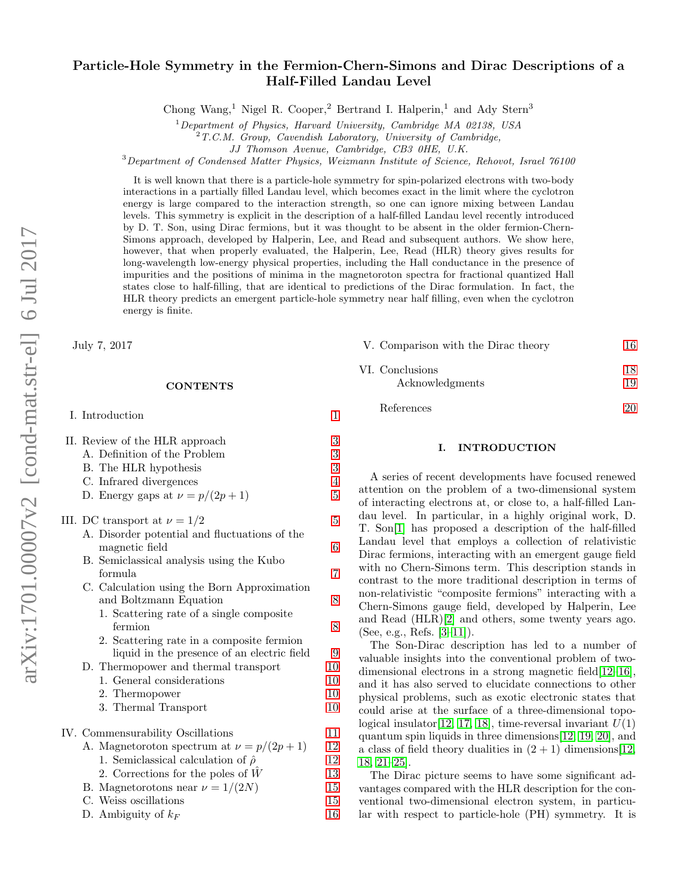# Particle-Hole Symmetry in the Fermion-Chern-Simons and Dirac Descriptions of a Half-Filled Landau Level

Chong Wang,[1] Nigel R. Cooper,[2] Bertrand I. Halperin,[1] and Ady Stern[3]

[1] *Department of Physics, Harvard University, Cambridge MA 02138, USA*
[2] *T.C.M. Group, Cavendish Laboratory, University of Cambridge, JJ Thomson Avenue, Cambridge, CB3 0HE, U.K.*
[3] *Department of Condensed Matter Physics, Weizmann Institute of Science, Rehovot, Israel 76100*

It is well known that there is a particle-hole symmetry for spin-polarized electrons with two-body interactions in a partially filled Landau level, which becomes exact in the limit where the cyclotron energy is large compared to the interaction strength, so one can ignore mixing between Landau levels. This symmetry is explicit in the description of a half-filled Landau level recently introduced by D. T. Son, using Dirac fermions, but it was thought to be absent in the older fermion-Chern-Simons approach, developed by Halperin, Lee, and Read and subsequent authors. We show here, however, that when properly evaluated, the Halperin, Lee, Read (HLR) theory gives results for long-wavelength low-energy physical properties, including the Hall conductance in the presence of impurities and the positions of minima in the magnetoroton spectra for fractional quantized Hall states close to half-filling, that are identical to predictions of the Dirac formulation. In fact, the HLR theory predicts an emergent particle-hole symmetry near half filling, even when the cyclotron energy is finite.

July 7, 2017

## CONTENTS

- I. Introduction — 1
- II. Review of the HLR approach — 3
  - A. Definition of the Problem — 3
  - B. The HLR hypothesis — 3
  - C. Infrared divergences — 4
  - D. Energy gaps at $\nu = p/(2p+1)$ — 5
- III. DC transport at $\nu = 1/2$ — 5
  - A. Disorder potential and fluctuations of the magnetic field — 6
  - B. Semiclassical analysis using the Kubo formula — 7
  - C. Calculation using the Born Approximation and Boltzmann Equation — 8
    1. Scattering rate of a single composite fermion — 8
    2. Scattering rate in a composite fermion liquid in the presence of an electric field — 9
  - D. Thermopower and thermal transport — 10
    1. General considerations — 10
    2. Thermopower — 10
    3. Thermal Transport — 10
- IV. Commensurability Oscillations — 11
  - A. Magnetoroton spectrum at $\nu = p/(2p+1)$ — 12
    1. Semiclassical calculation of $\hat{\rho}$ — 12
    2. Corrections for the poles of $\hat{W}$ — 13
  - B. Magnetorotons near $\nu = 1/(2N)$ — 15
  - C. Weiss oscillations — 15
  - D. Ambiguity of $k_F$ — 16
- V. Comparison with the Dirac theory — 16
- VI. Conclusions — 18
  - Acknowledgments — 19
- References — 20

## I. INTRODUCTION

A series of recent developments have focused renewed attention on the problem of a two-dimensional system of interacting electrons at, or close to, a half-filled Landau level. In particular, in a highly original work, D. T. Son[1] has proposed a description of the half-filled Landau level that employs a collection of relativistic Dirac fermions, interacting with an emergent gauge field with no Chern-Simons term. This description stands in contrast to the more traditional description in terms of non-relativistic "composite fermions" interacting with a Chern-Simons gauge field, developed by Halperin, Lee and Read (HLR)[2] and others, some twenty years ago. (See, e.g., Refs. [3–11]).

The Son-Dirac description has led to a number of valuable insights into the conventional problem of two-dimensional electrons in a strong magnetic field[12–16], and it has also served to elucidate connections to other physical problems, such as exotic electronic states that could arise at the surface of a three-dimensional topological insulator[12, 17, 18], time-reversal invariant $U(1)$ quantum spin liquids in three dimensions[12, 19, 20], and a class of field theory dualities in $(2+1)$ dimensions[12, 18, 21–25].

The Dirac picture seems to have some significant advantages compared with the HLR description for the conventional two-dimensional electron system, in particular with respect to particle-hole (PH) symmetry. It is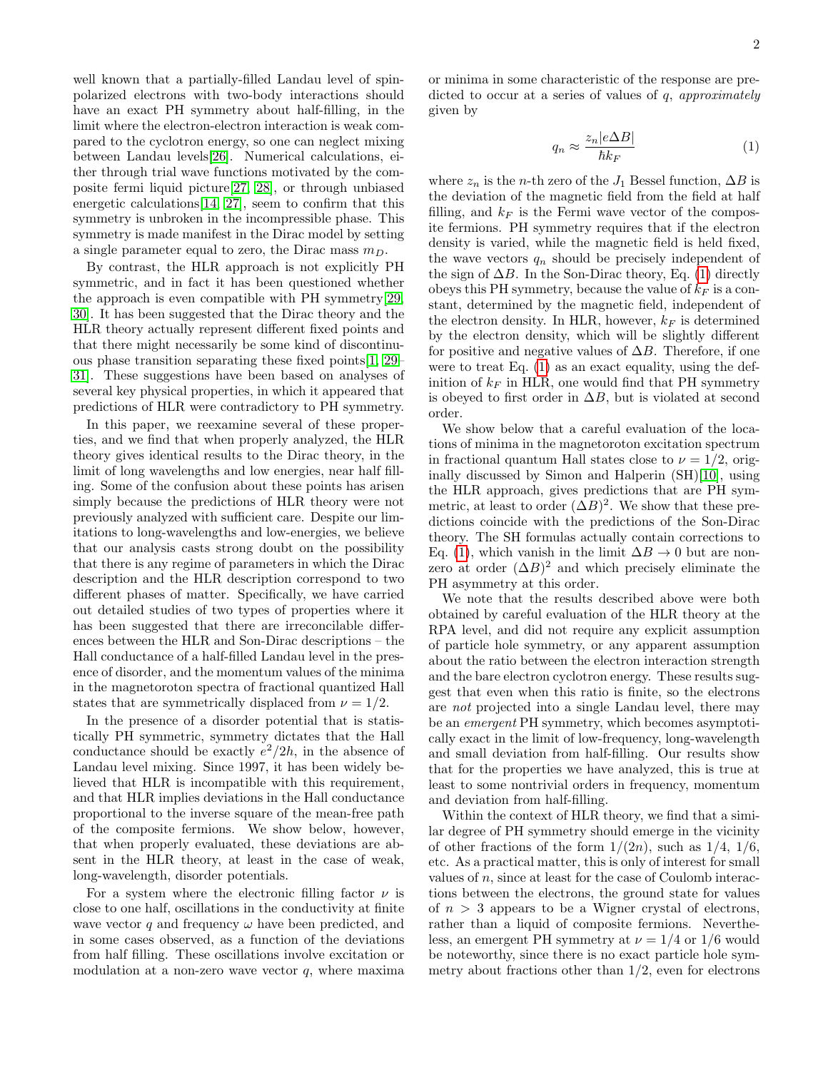well known that a partially-filled Landau level of spin-polarized electrons with two-body interactions should have an exact PH symmetry about half-filling, in the limit where the electron-electron interaction is weak compared to the cyclotron energy, so one can neglect mixing between Landau levels[26]. Numerical calculations, either through trial wave functions motivated by the composite fermi liquid picture[27, 28], or through unbiased energetic calculations[14, 27], seem to confirm that this symmetry is unbroken in the incompressible phase. This symmetry is made manifest in the Dirac model by setting a single parameter equal to zero, the Dirac mass $m_D$.

By contrast, the HLR approach is not explicitly PH symmetric, and in fact it has been questioned whether the approach is even compatible with PH symmetry[29, 30]. It has been suggested that the Dirac theory and the HLR theory actually represent different fixed points and that there might necessarily be some kind of discontinuous phase transition separating these fixed points[1, 29–31]. These suggestions have been based on analyses of several key physical properties, in which it appeared that predictions of HLR were contradictory to PH symmetry.

In this paper, we reexamine several of these properties, and we find that when properly analyzed, the HLR theory gives identical results to the Dirac theory, in the limit of long wavelengths and low energies, near half filling. Some of the confusion about these points has arisen simply because the predictions of HLR theory were not previously analyzed with sufficient care. Despite our limitations to long-wavelengths and low-energies, we believe that our analysis casts strong doubt on the possibility that there is any regime of parameters in which the Dirac description and the HLR description correspond to two different phases of matter. Specifically, we have carried out detailed studies of two types of properties where it has been suggested that there are irreconcilable differences between the HLR and Son-Dirac descriptions – the Hall conductance of a half-filled Landau level in the presence of disorder, and the momentum values of the minima in the magnetoroton spectra of fractional quantized Hall states that are symmetrically displaced from $\nu = 1/2$.

In the presence of a disorder potential that is statistically PH symmetric, symmetry dictates that the Hall conductance should be exactly $e^2/2h$, in the absence of Landau level mixing. Since 1997, it has been widely believed that HLR is incompatible with this requirement, and that HLR implies deviations in the Hall conductance proportional to the inverse square of the mean-free path of the composite fermions. We show below, however, that when properly evaluated, these deviations are absent in the HLR theory, at least in the case of weak, long-wavelength, disorder potentials.

For a system where the electronic filling factor $\nu$ is close to one half, oscillations in the conductivity at finite wave vector $q$ and frequency $\omega$ have been predicted, and in some cases observed, as a function of the deviations from half filling. These oscillations involve excitation or modulation at a non-zero wave vector $q$, where maxima or minima in some characteristic of the response are predicted to occur at a series of values of $q$, *approximately* given by

$$q_n \approx \frac{z_n|e\Delta B|}{\hbar k_F} \tag{1}$$

where $z_n$ is the $n$-th zero of the $J_1$ Bessel function, $\Delta B$ is the deviation of the magnetic field from the field at half filling, and $k_F$ is the Fermi wave vector of the composite fermions. PH symmetry requires that if the electron density is varied, while the magnetic field is held fixed, the wave vectors $q_n$ should be precisely independent of the sign of $\Delta B$. In the Son-Dirac theory, Eq. (1) directly obeys this PH symmetry, because the value of $k_F$ is a constant, determined by the magnetic field, independent of the electron density. In HLR, however, $k_F$ is determined by the electron density, which will be slightly different for positive and negative values of $\Delta B$. Therefore, if one were to treat Eq. (1) as an exact equality, using the definition of $k_F$ in HLR, one would find that PH symmetry is obeyed to first order in $\Delta B$, but is violated at second order.

We show below that a careful evaluation of the locations of minima in the magnetoroton excitation spectrum in fractional quantum Hall states close to $\nu = 1/2$, originally discussed by Simon and Halperin (SH)[10], using the HLR approach, gives predictions that are PH symmetric, at least to order $(\Delta B)^2$. We show that these predictions coincide with the predictions of the Son-Dirac theory. The SH formulas actually contain corrections to Eq. (1), which vanish in the limit $\Delta B \to 0$ but are nonzero at order $(\Delta B)^2$ and which precisely eliminate the PH asymmetry at this order.

We note that the results described above were both obtained by careful evaluation of the HLR theory at the RPA level, and did not require any explicit assumption of particle hole symmetry, or any apparent assumption about the ratio between the electron interaction strength and the bare electron cyclotron energy. These results suggest that even when this ratio is finite, so the electrons are *not* projected into a single Landau level, there may be an *emergent* PH symmetry, which becomes asymptotically exact in the limit of low-frequency, long-wavelength and small deviation from half-filling. Our results show that for the properties we have analyzed, this is true at least to some nontrivial orders in frequency, momentum and deviation from half-filling.

Within the context of HLR theory, we find that a similar degree of PH symmetry should emerge in the vicinity of other fractions of the form $1/(2n)$, such as $1/4$, $1/6$, etc. As a practical matter, this is only of interest for small values of $n$, since at least for the case of Coulomb interactions between the electrons, the ground state for values of $n > 3$ appears to be a Wigner crystal of electrons, rather than a liquid of composite fermions. Nevertheless, an emergent PH symmetry at $\nu = 1/4$ or $1/6$ would be noteworthy, since there is no exact particle hole symmetry about fractions other than $1/2$, even for electrons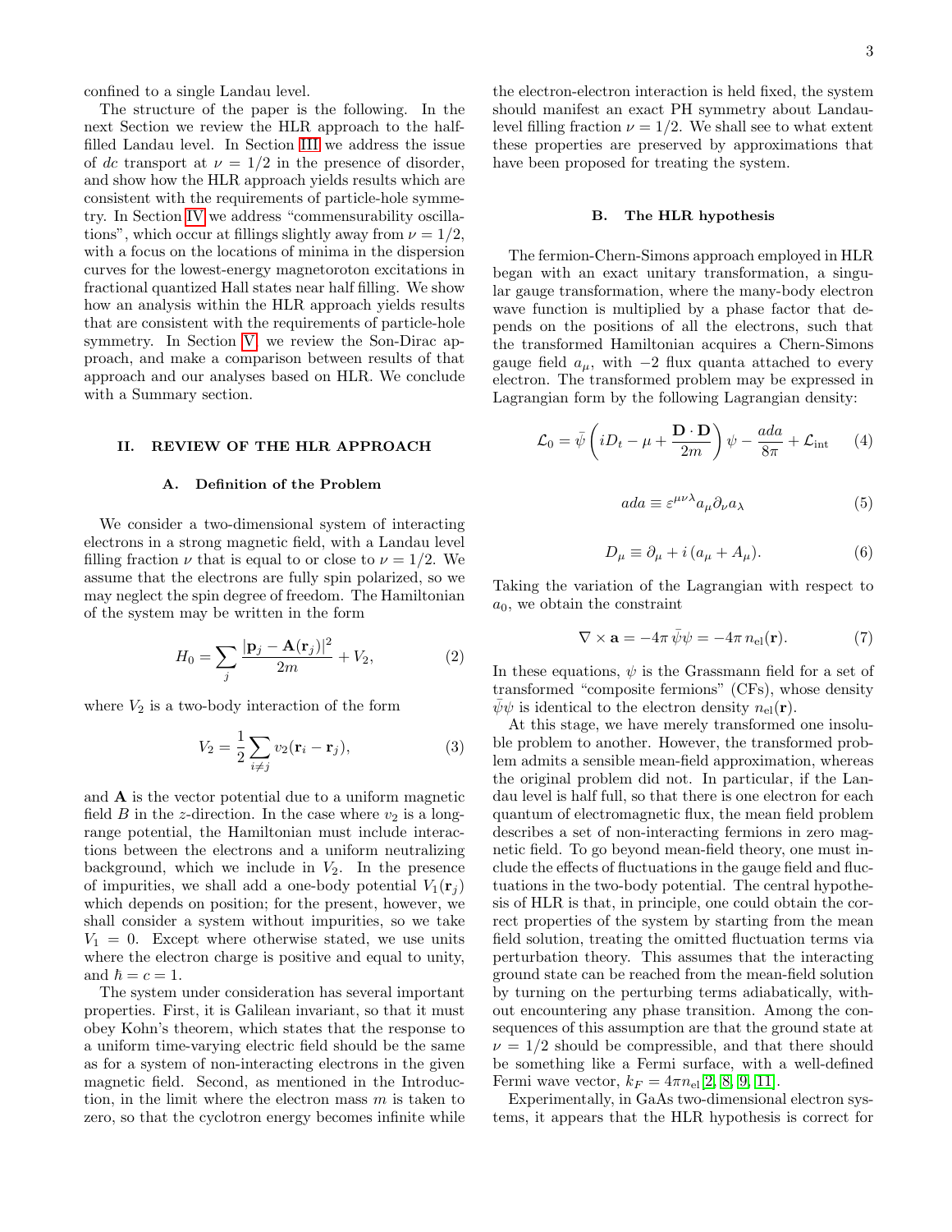confined to a single Landau level.

The structure of the paper is the following. In the next Section we review the HLR approach to the half-filled Landau level. In Section III we address the issue of $dc$ transport at $\nu = 1/2$ in the presence of disorder, and show how the HLR approach yields results which are consistent with the requirements of particle-hole symmetry. In Section IV we address "commensurability oscillations", which occur at fillings slightly away from $\nu = 1/2$, with a focus on the locations of minima in the dispersion curves for the lowest-energy magnetoroton excitations in fractional quantized Hall states near half filling. We show how an analysis within the HLR approach yields results that are consistent with the requirements of particle-hole symmetry. In Section V we review the Son-Dirac approach, and make a comparison between results of that approach and our analyses based on HLR. We conclude with a Summary section.

## II. REVIEW OF THE HLR APPROACH

### A. Definition of the Problem

We consider a two-dimensional system of interacting electrons in a strong magnetic field, with a Landau level filling fraction $\nu$ that is equal to or close to $\nu = 1/2$. We assume that the electrons are fully spin polarized, so we may neglect the spin degree of freedom. The Hamiltonian of the system may be written in the form

$$H_0 = \sum_j \frac{|\mathbf{p}_j - \mathbf{A}(\mathbf{r}_j)|^2}{2m} + V_2, \tag{2}$$

where $V_2$ is a two-body interaction of the form

$$V_2 = \frac{1}{2}\sum_{i \neq j} v_2(\mathbf{r}_i - \mathbf{r}_j), \tag{3}$$

and $\mathbf{A}$ is the vector potential due to a uniform magnetic field $B$ in the $z$-direction. In the case where $v_2$ is a long-range potential, the Hamiltonian must include interactions between the electrons and a uniform neutralizing background, which we include in $V_2$. In the presence of impurities, we shall add a one-body potential $V_1(\mathbf{r}_j)$ which depends on position; for the present, however, we shall consider a system without impurities, so we take $V_1 = 0$. Except where otherwise stated, we use units where the electron charge is positive and equal to unity, and $\hbar = c = 1$.

The system under consideration has several important properties. First, it is Galilean invariant, so that it must obey Kohn's theorem, which states that the response to a uniform time-varying electric field should be the same as for a system of non-interacting electrons in the given magnetic field. Second, as mentioned in the Introduction, in the limit where the electron mass $m$ is taken to zero, so that the cyclotron energy becomes infinite while the electron-electron interaction is held fixed, the system should manifest an exact PH symmetry about Landau-level filling fraction $\nu = 1/2$. We shall see to what extent these properties are preserved by approximations that have been proposed for treating the system.

### B. The HLR hypothesis

The fermion-Chern-Simons approach employed in HLR began with an exact unitary transformation, a singular gauge transformation, where the many-body electron wave function is multiplied by a phase factor that depends on the positions of all the electrons, such that the transformed Hamiltonian acquires a Chern-Simons gauge field $a_\mu$, with $-2$ flux quanta attached to every electron. The transformed problem may be expressed in Lagrangian form by the following Lagrangian density:

$$\mathcal{L}_0 = \bar{\psi}\left(iD_t - \mu + \frac{\mathbf{D}\cdot\mathbf{D}}{2m}\right)\psi - \frac{ada}{8\pi} + \mathcal{L}_{\rm int} \tag{4}$$

$$ada \equiv \varepsilon^{\mu\nu\lambda} a_\mu \partial_\nu a_\lambda \tag{5}$$

$$D_\mu \equiv \partial_\mu + i\,(a_\mu + A_\mu). \tag{6}$$

Taking the variation of the Lagrangian with respect to $a_0$, we obtain the constraint

$$\nabla \times \mathbf{a} = -4\pi\,\bar{\psi}\psi = -4\pi\, n_{\rm el}(\mathbf{r}). \tag{7}$$

In these equations, $\psi$ is the Grassmann field for a set of transformed "composite fermions" (CFs), whose density $\bar{\psi}\psi$ is identical to the electron density $n_{\rm el}(\mathbf{r})$.

At this stage, we have merely transformed one insoluble problem to another. However, the transformed problem admits a sensible mean-field approximation, whereas the original problem did not. In particular, if the Landau level is half full, so that there is one electron for each quantum of electromagnetic flux, the mean field problem describes a set of non-interacting fermions in zero magnetic field. To go beyond mean-field theory, one must include the effects of fluctuations in the gauge field and fluctuations in the two-body potential. The central hypothesis of HLR is that, in principle, one could obtain the correct properties of the system by starting from the mean field solution, treating the omitted fluctuation terms via perturbation theory. This assumes that the interacting ground state can be reached from the mean-field solution by turning on the perturbing terms adiabatically, without encountering any phase transition. Among the consequences of this assumption are that the ground state at $\nu = 1/2$ should be compressible, and that there should be something like a Fermi surface, with a well-defined Fermi wave vector, $k_F = 4\pi n_{\rm el}$ [2, 8, 9, 11].

Experimentally, in GaAs two-dimensional electron systems, it appears that the HLR hypothesis is correct for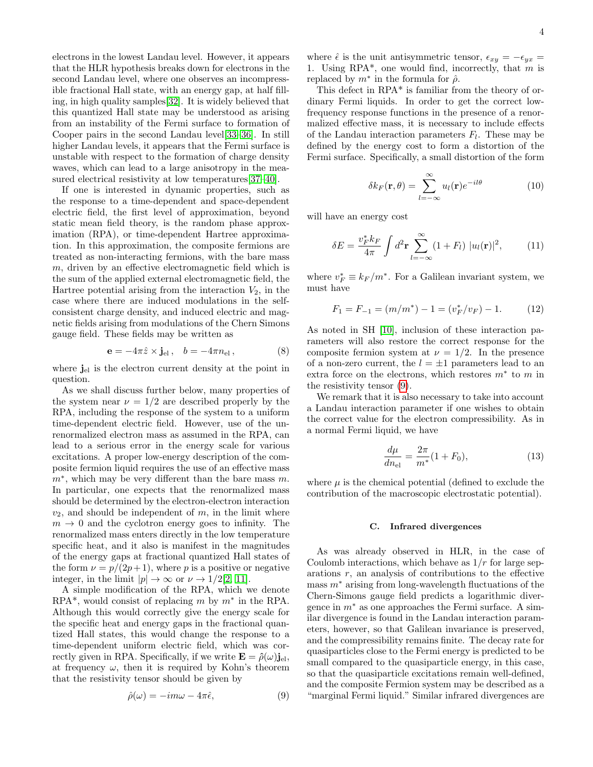electrons in the lowest Landau level. However, it appears that the HLR hypothesis breaks down for electrons in the second Landau level, where one observes an incompressible fractional Hall state, with an energy gap, at half filling, in high quality samples[32]. It is widely believed that this quantized Hall state may be understood as arising from an instability of the Fermi surface to formation of Cooper pairs in the second Landau level[33–36]. In still higher Landau levels, it appears that the Fermi surface is unstable with respect to the formation of charge density waves, which can lead to a large anisotropy in the measured electrical resistivity at low temperatures[37–40].

If one is interested in dynamic properties, such as the response to a time-dependent and space-dependent electric field, the first level of approximation, beyond static mean field theory, is the random phase approximation (RPA), or time-dependent Hartree approximation. In this approximation, the composite fermions are treated as non-interacting fermions, with the bare mass $m$, driven by an effective electromagnetic field which is the sum of the applied external electromagnetic field, the Hartree potential arising from the interaction $V_2$, in the case where there are induced modulations in the self-consistent charge density, and induced electric and magnetic fields arising from modulations of the Chern Simons gauge field. These fields may be written as

$$\mathbf{e} = -4\pi\hat{z} \times \mathbf{j}_{\rm el}\,, \quad b = -4\pi n_{\rm el}\,, \tag{8}$$

where $\mathbf{j}_{\rm el}$ is the electron current density at the point in question.

As we shall discuss further below, many properties of the system near $\nu = 1/2$ are described properly by the RPA, including the response of the system to a uniform time-dependent electric field. However, use of the unrenormalized electron mass as assumed in the RPA, can lead to a serious error in the energy scale for various excitations. A proper low-energy description of the composite fermion liquid requires the use of an effective mass $m^*$, which may be very different than the bare mass $m$. In particular, one expects that the renormalized mass should be determined by the electron-electron interaction $v_2$, and should be independent of $m$, in the limit where $m \to 0$ and the cyclotron energy goes to infinity. The renormalized mass enters directly in the low temperature specific heat, and it also is manifest in the magnitudes of the energy gaps at fractional quantized Hall states of the form $\nu = p/(2p+1)$, where $p$ is a positive or negative integer, in the limit $|p| \to \infty$ or $\nu \to 1/2$[2, 11].

A simple modification of the RPA, which we denote RPA*, would consist of replacing $m$ by $m^*$ in the RPA. Although this would correctly give the energy scale for the specific heat and energy gaps in the fractional quantized Hall states, this would change the response to a time-dependent uniform electric field, which was correctly given in RPA. Specifically, if we write $\mathbf{E} = \hat{\rho}(\omega)\mathbf{j}_{\rm el}$, at frequency $\omega$, then it is required by Kohn's theorem that the resistivity tensor should be given by

$$\hat{\rho}(\omega) = -im\omega - 4\pi\hat{\epsilon}, \tag{9}$$

where $\hat{\epsilon}$ is the unit antisymmetric tensor, $\epsilon_{xy} = -\epsilon_{yx} = 1$. Using RPA*, one would find, incorrectly, that $m$ is replaced by $m^*$ in the formula for $\hat{\rho}$.

This defect in RPA* is familiar from the theory of ordinary Fermi liquids. In order to get the correct low-frequency response functions in the presence of a renormalized effective mass, it is necessary to include effects of the Landau interaction parameters $F_l$. These may be defined by the energy cost to form a distortion of the Fermi surface. Specifically, a small distortion of the form

$$\delta k_F(\mathbf{r}, \theta) = \sum_{l=-\infty}^{\infty} u_l(\mathbf{r}) e^{-il\theta} \tag{10}$$

will have an energy cost

$$\delta E = \frac{v_F^* k_F}{4\pi} \int d^2\mathbf{r} \sum_{l=-\infty}^{\infty} (1 + F_l)\; |u_l(\mathbf{r})|^2, \tag{11}$$

where $v_F^* \equiv k_F/m^*$. For a Galilean invariant system, we must have

$$F_1 = F_{-1} = (m/m^*) - 1 = (v_F^*/v_F) - 1. \tag{12}$$

As noted in SH [10], inclusion of these interaction parameters will also restore the correct response for the composite fermion system at $\nu = 1/2$. In the presence of a non-zero current, the $l = \pm 1$ parameters lead to an extra force on the electrons, which restores $m^*$ to $m$ in the resistivity tensor (9).

We remark that it is also necessary to take into account a Landau interaction parameter if one wishes to obtain the correct value for the electron compressibility. As in a normal Fermi liquid, we have

$$\frac{d\mu}{dn_{\rm el}} = \frac{2\pi}{m^*}(1 + F_0), \tag{13}$$

where $\mu$ is the chemical potential (defined to exclude the contribution of the macroscopic electrostatic potential).

### C. Infrared divergences

As was already observed in HLR, in the case of Coulomb interactions, which behave as $1/r$ for large separations $r$, an analysis of contributions to the effective mass $m^*$ arising from long-wavelength fluctuations of the Chern-Simons gauge field predicts a logarithmic divergence in $m^*$ as one approaches the Fermi surface. A similar divergence is found in the Landau interaction parameters, however, so that Galilean invariance is preserved, and the compressibility remains finite. The decay rate for quasiparticles close to the Fermi energy is predicted to be small compared to the quasiparticle energy, in this case, so that the quasiparticle excitations remain well-defined, and the composite Fermion system may be described as a "marginal Fermi liquid." Similar infrared divergences are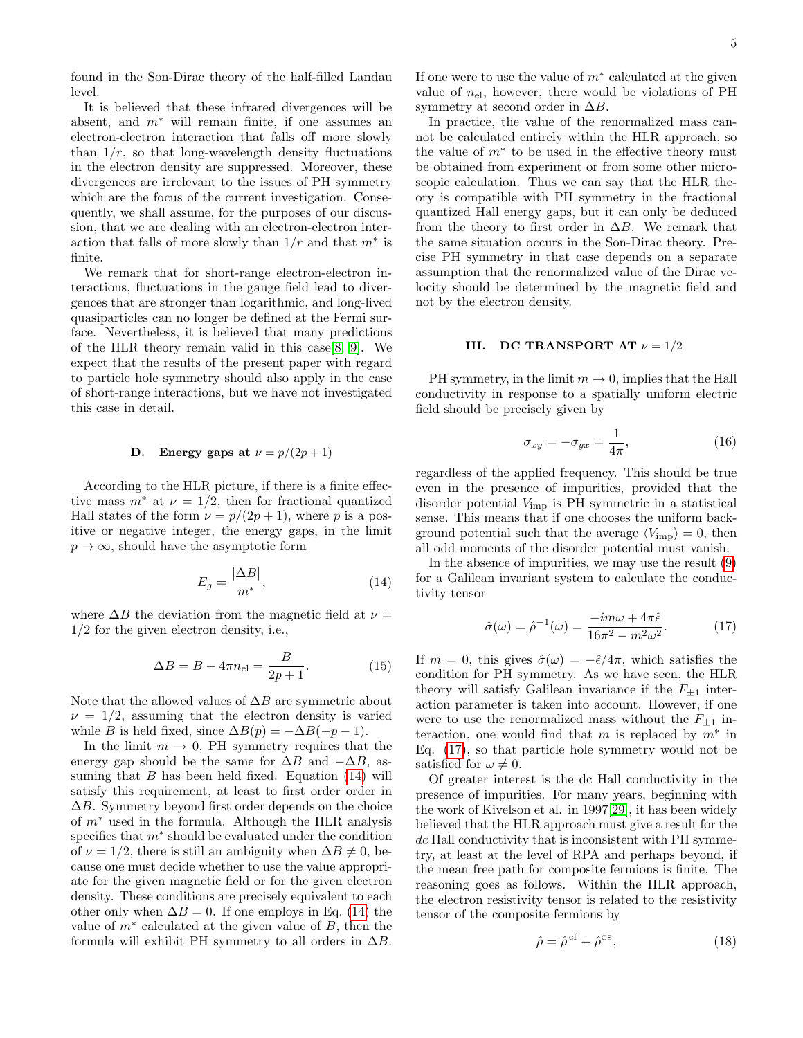found in the Son-Dirac theory of the half-filled Landau level.

It is believed that these infrared divergences will be absent, and $m^*$ will remain finite, if one assumes an electron-electron interaction that falls off more slowly than $1/r$, so that long-wavelength density fluctuations in the electron density are suppressed. Moreover, these divergences are irrelevant to the issues of PH symmetry which are the focus of the current investigation. Consequently, we shall assume, for the purposes of our discussion, that we are dealing with an electron-electron interaction that falls of more slowly than $1/r$ and that $m^*$ is finite.

We remark that for short-range electron-electron interactions, fluctuations in the gauge field lead to divergences that are stronger than logarithmic, and long-lived quasiparticles can no longer be defined at the Fermi surface. Nevertheless, it is believed that many predictions of the HLR theory remain valid in this case[8, 9]. We expect that the results of the present paper with regard to particle hole symmetry should also apply in the case of short-range interactions, but we have not investigated this case in detail.

### D. Energy gaps at $\nu = p/(2p+1)$

According to the HLR picture, if there is a finite effective mass $m^*$ at $\nu = 1/2$, then for fractional quantized Hall states of the form $\nu = p/(2p+1)$, where $p$ is a positive or negative integer, the energy gaps, in the limit $p \to \infty$, should have the asymptotic form

$$E_g = \frac{|\Delta B|}{m^*}, \tag{14}$$

where $\Delta B$ the deviation from the magnetic field at $\nu = 1/2$ for the given electron density, i.e.,

$$\Delta B = B - 4\pi n_{\rm el} = \frac{B}{2p+1}. \tag{15}$$

Note that the allowed values of $\Delta B$ are symmetric about $\nu = 1/2$, assuming that the electron density is varied while $B$ is held fixed, since $\Delta B(p) = -\Delta B(-p-1)$.

In the limit $m \to 0$, PH symmetry requires that the energy gap should be the same for $\Delta B$ and $-\Delta B$, assuming that $B$ has been held fixed. Equation (14) will satisfy this requirement, at least to first order order in $\Delta B$. Symmetry beyond first order depends on the choice of $m^*$ used in the formula. Although the HLR analysis specifies that $m^*$ should be evaluated under the condition of $\nu = 1/2$, there is still an ambiguity when $\Delta B \neq 0$, because one must decide whether to use the value appropriate for the given magnetic field or for the given electron density. These conditions are precisely equivalent to each other only when $\Delta B = 0$. If one employs in Eq. (14) the value of $m^*$ calculated at the given value of $B$, then the formula will exhibit PH symmetry to all orders in $\Delta B$. If one were to use the value of $m^*$ calculated at the given value of $n_{\rm el}$, however, there would be violations of PH symmetry at second order in $\Delta B$.

In practice, the value of the renormalized mass cannot be calculated entirely within the HLR approach, so the value of $m^*$ to be used in the effective theory must be obtained from experiment or from some other microscopic calculation. Thus we can say that the HLR theory is compatible with PH symmetry in the fractional quantized Hall energy gaps, but it can only be deduced from the theory to first order in $\Delta B$. We remark that the same situation occurs in the Son-Dirac theory. Precise PH symmetry in that case depends on a separate assumption that the renormalized value of the Dirac velocity should be determined by the magnetic field and not by the electron density.

## III. DC TRANSPORT AT $\nu = 1/2$

PH symmetry, in the limit $m \to 0$, implies that the Hall conductivity in response to a spatially uniform electric field should be precisely given by

$$\sigma_{xy} = -\sigma_{yx} = \frac{1}{4\pi}, \tag{16}$$

regardless of the applied frequency. This should be true even in the presence of impurities, provided that the disorder potential $V_{\rm imp}$ is PH symmetric in a statistical sense. This means that if one chooses the uniform background potential such that the average $\langle V_{\rm imp} \rangle = 0$, then all odd moments of the disorder potential must vanish.

In the absence of impurities, we may use the result (9) for a Galilean invariant system to calculate the conductivity tensor

$$\hat{\sigma}(\omega) = \hat{\rho}^{-1}(\omega) = \frac{-im\omega + 4\pi\hat{\epsilon}}{16\pi^2 - m^2\omega^2}. \tag{17}$$

If $m = 0$, this gives $\hat{\sigma}(\omega) = -\hat{\epsilon}/4\pi$, which satisfies the condition for PH symmetry. As we have seen, the HLR theory will satisfy Galilean invariance if the $F_{\pm 1}$ interaction parameter is taken into account. However, if one were to use the renormalized mass without the $F_{\pm 1}$ interaction, one would find that $m$ is replaced by $m^*$ in Eq. (17), so that particle hole symmetry would not be satisfied for $\omega \neq 0$.

Of greater interest is the dc Hall conductivity in the presence of impurities. For many years, beginning with the work of Kivelson et al. in 1997[29], it has been widely believed that the HLR approach must give a result for the *dc* Hall conductivity that is inconsistent with PH symmetry, at least at the level of RPA and perhaps beyond, if the mean free path for composite fermions is finite. The reasoning goes as follows. Within the HLR approach, the electron resistivity tensor is related to the resistivity tensor of the composite fermions by

$$\hat{\rho} = \hat{\rho}^{\rm cf} + \hat{\rho}^{\rm cs}, \tag{18}$$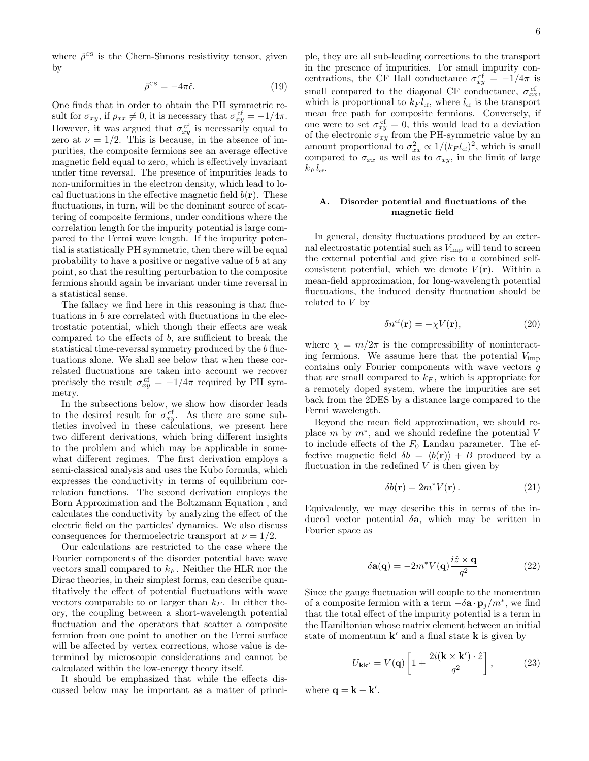where $\hat{\rho}^{\rm cs}$ is the Chern-Simons resistivity tensor, given by

$$\hat{\rho}^{\rm cs} = -4\pi\hat{\epsilon}. \tag{19}$$

One finds that in order to obtain the PH symmetric result for $\sigma_{xy}$, if $\rho_{xx} \neq 0$, it is necessary that $\sigma_{xy}^{\rm cf} = -1/4\pi$. However, it was argued that $\sigma_{xy}^{\rm cf}$ is necessarily equal to zero at $\nu = 1/2$. This is because, in the absence of impurities, the composite fermions see an average effective magnetic field equal to zero, which is effectively invariant under time reversal. The presence of impurities leads to non-uniformities in the electron density, which lead to local fluctuations in the effective magnetic field $b(\mathbf{r})$. These fluctuations, in turn, will be the dominant source of scattering of composite fermions, under conditions where the correlation length for the impurity potential is large compared to the Fermi wave length. If the impurity potential is statistically PH symmetric, then there will be equal probability to have a positive or negative value of $b$ at any point, so that the resulting perturbation to the composite fermions should again be invariant under time reversal in a statistical sense.

The fallacy we find here in this reasoning is that fluctuations in $b$ are correlated with fluctuations in the electrostatic potential, which though their effects are weak compared to the effects of $b$, are sufficient to break the statistical time-reversal symmetry produced by the $b$ fluctuations alone. We shall see below that when these correlated fluctuations are taken into account we recover precisely the result $\sigma_{xy}^{\rm cf} = -1/4\pi$ required by PH symmetry.

In the subsections below, we show how disorder leads to the desired result for $\sigma_{xy}^{\rm cf}$. As there are some subtleties involved in these calculations, we present here two different derivations, which bring different insights to the problem and which may be applicable in somewhat different regimes. The first derivation employs a semi-classical analysis and uses the Kubo formula, which expresses the conductivity in terms of equilibrium correlation functions. The second derivation employs the Born Approximation and the Boltzmann Equation , and calculates the conductivity by analyzing the effect of the electric field on the particles' dynamics. We also discuss consequences for thermoelectric transport at $\nu = 1/2$.

Our calculations are restricted to the case where the Fourier components of the disorder potential have wave vectors small compared to $k_F$. Neither the HLR nor the Dirac theories, in their simplest forms, can describe quantitatively the effect of potential fluctuations with wave vectors comparable to or larger than $k_F$. In either theory, the coupling between a short-wavelength potential fluctuation and the operators that scatter a composite fermion from one point to another on the Fermi surface will be affected by vertex corrections, whose value is determined by microscopic considerations and cannot be calculated within the low-energy theory itself.

It should be emphasized that while the effects discussed below may be important as a matter of principle, they are all sub-leading corrections to the transport in the presence of impurities. For small impurity concentrations, the CF Hall conductance $\sigma_{xy}^{\rm cf} = -1/4\pi$ is small compared to the diagonal CF conductance, $\sigma_{xx}^{\rm cf}$, which is proportional to $k_F l_{\rm cf}$, where $l_{\rm cf}$ is the transport mean free path for composite fermions. Conversely, if one were to set $\sigma_{xy}^{\rm cf} = 0$, this would lead to a deviation of the electronic $\sigma_{xy}$ from the PH-symmetric value by an amount proportional to $\sigma_{xx}^2 \propto 1/(k_F l_{\rm cf})^2$, which is small compared to $\sigma_{xx}$ as well as to $\sigma_{xy}$, in the limit of large $k_F l_{\rm cf}$.

### A. Disorder potential and fluctuations of the magnetic field

In general, density fluctuations produced by an external electrostatic potential such as $V_{\rm imp}$ will tend to screen the external potential and give rise to a combined self-consistent potential, which we denote $V(\mathbf{r})$. Within a mean-field approximation, for long-wavelength potential fluctuations, the induced density fluctuation should be related to $V$ by

$$\delta n^{\rm cf}(\mathbf{r}) = -\chi V(\mathbf{r}), \tag{20}$$

where $\chi = m/2\pi$ is the compressibility of noninteracting fermions. We assume here that the potential $V_{\rm imp}$ contains only Fourier components with wave vectors $q$ that are small compared to $k_F$, which is appropriate for a remotely doped system, where the impurities are set back from the 2DES by a distance large compared to the Fermi wavelength.

Beyond the mean field approximation, we should replace $m$ by $m^*$, and we should redefine the potential $V$ to include effects of the $F_0$ Landau parameter. The effective magnetic field $\delta b = \langle b(\mathbf{r}) \rangle + B$ produced by a fluctuation in the redefined $V$ is then given by

$$\delta b(\mathbf{r}) = 2m^* V(\mathbf{r})\,. \tag{21}$$

Equivalently, we may describe this in terms of the induced vector potential $\delta\mathbf{a}$, which may be written in Fourier space as

$$\delta\mathbf{a}(\mathbf{q}) = -2m^* V(\mathbf{q}) \frac{i\hat{z} \times \mathbf{q}}{q^2} \tag{22}$$

Since the gauge fluctuation will couple to the momentum of a composite fermion with a term $-\delta\mathbf{a} \cdot \mathbf{p}_j/m^*$, we find that the total effect of the impurity potential is a term in the Hamiltonian whose matrix element between an initial state of momentum $\mathbf{k}'$ and a final state $\mathbf{k}$ is given by

$$U_{\mathbf{k}\mathbf{k}'} = V(\mathbf{q}) \left[ 1 + \frac{2i(\mathbf{k} \times \mathbf{k}') \cdot \hat{z}}{q^2} \right], \tag{23}$$

where $\mathbf{q} = \mathbf{k} - \mathbf{k}'$.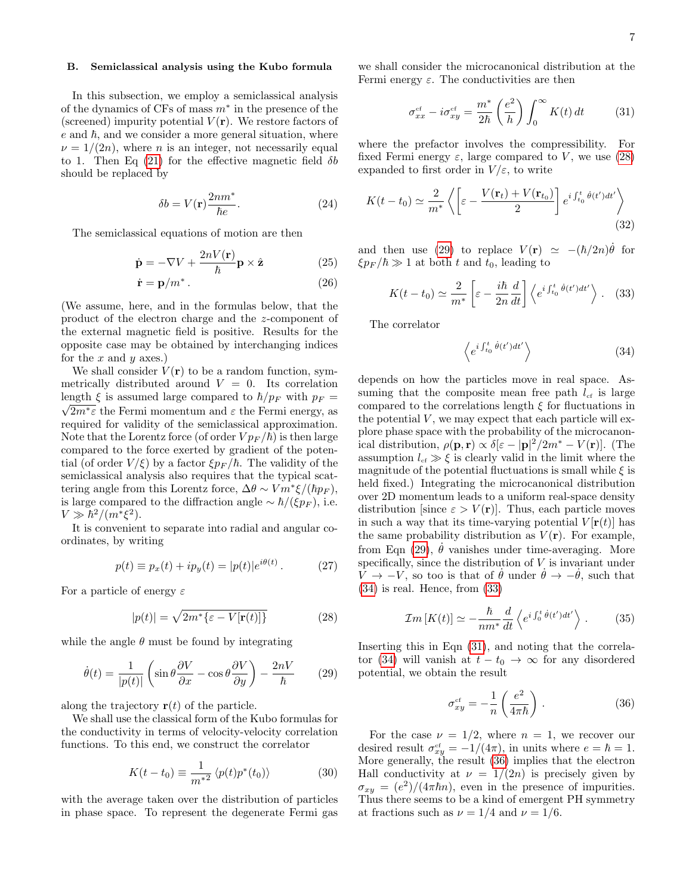### B. Semiclassical analysis using the Kubo formula

In this subsection, we employ a semiclassical analysis of the dynamics of CFs of mass $m^*$ in the presence of the (screened) impurity potential $V(\mathbf{r})$. We restore factors of $e$ and $\hbar$, and we consider a more general situation, where $\nu = 1/(2n)$, where $n$ is an integer, not necessarily equal to 1. Then Eq (21) for the effective magnetic field $\delta b$ should be replaced by

$$\delta b = V(\mathbf{r})\frac{2nm^*}{\hbar e}. \tag{24}$$

The semiclassical equations of motion are then

$$\dot{\mathbf{p}} = -\nabla V + \frac{2nV(\mathbf{r})}{\hbar}\mathbf{p}\times\hat{\mathbf{z}} \tag{25}$$

$$\dot{\mathbf{r}} = \mathbf{p}/m^*\,. \tag{26}$$

(We assume, here, and in the formulas below, that the product of the electron charge and the $z$-component of the external magnetic field is positive. Results for the opposite case may be obtained by interchanging indices for the $x$ and $y$ axes.)

We shall consider $V(\mathbf{r})$ to be a random function, symmetrically distributed around $V = 0$. Its correlation length $\xi$ is assumed large compared to $\hbar/p_F$ with $p_F = \sqrt{2m^*\varepsilon}$ the Fermi momentum and $\varepsilon$ the Fermi energy, as required for validity of the semiclassical approximation. Note that the Lorentz force (of order $Vp_F/\hbar$) is then large compared to the force exerted by gradient of the potential (of order $V/\xi$) by a factor $\xi p_F/\hbar$. The validity of the semiclassical analysis also requires that the typical scattering angle from this Lorentz force, $\Delta\theta \sim Vm^*\xi/(\hbar p_F)$, is large compared to the diffraction angle $\sim \hbar/(\xi p_F)$, i.e. $V \gg \hbar^2/(m^*\xi^2)$.

It is convenient to separate into radial and angular coordinates, by writing

$$p(t) \equiv p_x(t) + ip_y(t) = |p(t)|e^{i\theta(t)}\,. \tag{27}$$

For a particle of energy $\varepsilon$

$$|p(t)| = \sqrt{2m^*\{\varepsilon - V[\mathbf{r}(t)]\}} \tag{28}$$

while the angle $\theta$ must be found by integrating

$$\dot{\theta}(t) = \frac{1}{|p(t)|}\left(\sin\theta\frac{\partial V}{\partial x} - \cos\theta\frac{\partial V}{\partial y}\right) - \frac{2nV}{\hbar} \tag{29}$$

along the trajectory $\mathbf{r}(t)$ of the particle.

We shall use the classical form of the Kubo formulas for the conductivity in terms of velocity-velocity correlation functions. To this end, we construct the correlator

$$K(t - t_0) \equiv \frac{1}{m^{*2}}\left\langle p(t)p^*(t_0)\right\rangle \tag{30}$$

with the average taken over the distribution of particles in phase space. To represent the degenerate Fermi gas we shall consider the microcanonical distribution at the Fermi energy $\varepsilon$. The conductivities are then

$$\sigma^{\rm cf}_{xx} - i\sigma^{\rm cf}_{xy} = \frac{m^*}{2\hbar}\left(\frac{e^2}{h}\right)\int_0^\infty K(t)\,dt \tag{31}$$

where the prefactor involves the compressibility. For fixed Fermi energy $\varepsilon$, large compared to $V$, we use (28) expanded to first order in $V/\varepsilon$, to write

$$K(t - t_0) \simeq \frac{2}{m^*}\left\langle\left[\varepsilon - \frac{V(\mathbf{r}_t) + V(\mathbf{r}_{t_0})}{2}\right]e^{i\int_{t_0}^t \dot{\theta}(t')dt'}\right\rangle \tag{32}$$

and then use (29) to replace $V(\mathbf{r}) \simeq -(\hbar/2n)\dot{\theta}$ for $\xi p_F/\hbar \gg 1$ at both $t$ and $t_0$, leading to

$$K(t - t_0) \simeq \frac{2}{m^*}\left[\varepsilon - \frac{i\hbar}{2n}\frac{d}{dt}\right]\left\langle e^{i\int_{t_0}^t \dot{\theta}(t')dt'}\right\rangle\,. \tag{33}$$

The correlator

$$\left\langle e^{i\int_{t_0}^t \dot{\theta}(t')dt'}\right\rangle \tag{34}$$

depends on how the particles move in real space. Assuming that the composite mean free path $l_{\rm cf}$ is large compared to the correlations length $\xi$ for fluctuations in the potential $V$, we may expect that each particle will explore phase space with the probability of the microcanonical distribution, $\rho(\mathbf{p},\mathbf{r}) \propto \delta[\varepsilon - |\mathbf{p}|^2/2m^* - V(\mathbf{r})]$. (The assumption $l_{\rm cf} \gg \xi$ is clearly valid in the limit where the magnitude of the potential fluctuations is small while $\xi$ is held fixed.) Integrating the microcanonical distribution over 2D momentum leads to a uniform real-space density distribution [since $\varepsilon > V(\mathbf{r})$]. Thus, each particle moves in such a way that its time-varying potential $V[\mathbf{r}(t)]$ has the same probability distribution as $V(\mathbf{r})$. For example, from Eqn (29), $\dot{\theta}$ vanishes under time-averaging. More specifically, since the distribution of $V$ is invariant under $V \to -V$, so too is that of $\dot{\theta}$ under $\dot{\theta} \to -\dot{\theta}$, such that (34) is real. Hence, from (33)

$$\mathcal{I}m\left[K(t)\right] \simeq -\frac{\hbar}{nm^*}\frac{d}{dt}\left\langle e^{i\int_0^t \dot{\theta}(t')dt'}\right\rangle\,. \tag{35}$$

Inserting this in Eqn (31), and noting that the correlator (34) will vanish at $t - t_0 \to \infty$ for any disordered potential, we obtain the result

$$\sigma^{\rm cf}_{xy} = -\frac{1}{n}\left(\frac{e^2}{4\pi\hbar}\right)\,. \tag{36}$$

For the case $\nu = 1/2$, where $n = 1$, we recover our desired result $\sigma^{\rm cf}_{xy} = -1/(4\pi)$, in units where $e = \hbar = 1$. More generally, the result (36) implies that the electron Hall conductivity at $\nu = 1/(2n)$ is precisely given by $\sigma_{xy} = (e^2)/(4\pi\hbar n)$, even in the presence of impurities. Thus there seems to be a kind of emergent PH symmetry at fractions such as $\nu = 1/4$ and $\nu = 1/6$.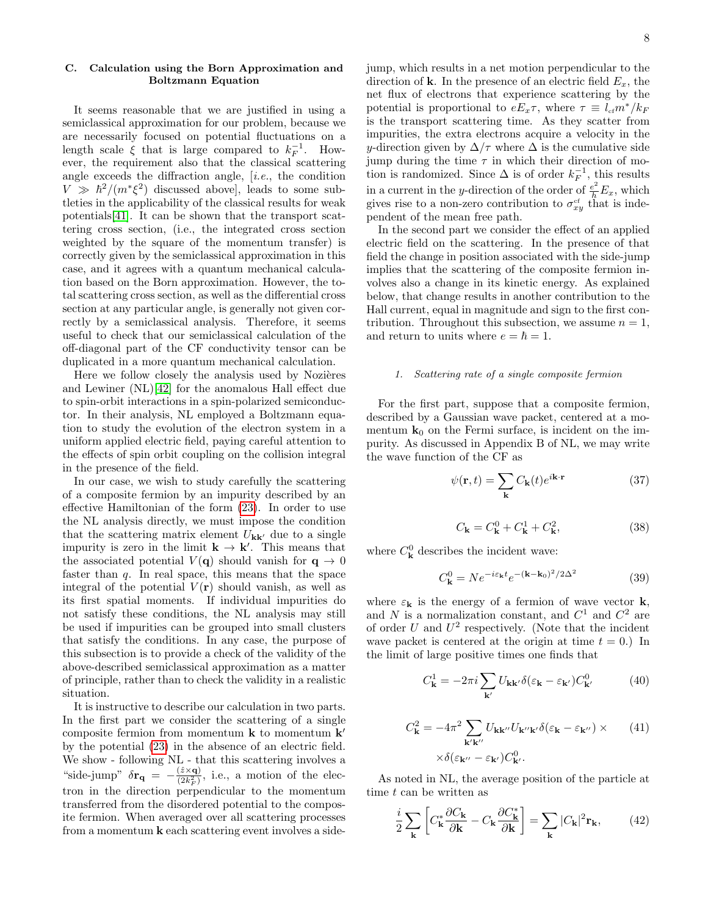### C. Calculation using the Born Approximation and Boltzmann Equation

It seems reasonable that we are justified in using a semiclassical approximation for our problem, because we are necessarily focused on potential fluctuations on a length scale $\xi$ that is large compared to $k_F^{-1}$. However, the requirement also that the classical scattering angle exceeds the diffraction angle, [*i.e.*, the condition $V \gg \hbar^2/(m^*\xi^2)$ discussed above], leads to some subtleties in the applicability of the classical results for weak potentials[41]. It can be shown that the transport scattering cross section, (i.e., the integrated cross section weighted by the square of the momentum transfer) is correctly given by the semiclassical approximation in this case, and it agrees with a quantum mechanical calculation based on the Born approximation. However, the total scattering cross section, as well as the differential cross section at any particular angle, is generally not given correctly by a semiclassical analysis. Therefore, it seems useful to check that our semiclassical calculation of the off-diagonal part of the CF conductivity tensor can be duplicated in a more quantum mechanical calculation.

Here we follow closely the analysis used by Nozières and Lewiner (NL)[42] for the anomalous Hall effect due to spin-orbit interactions in a spin-polarized semiconductor. In their analysis, NL employed a Boltzmann equation to study the evolution of the electron system in a uniform applied electric field, paying careful attention to the effects of spin orbit coupling on the collision integral in the presence of the field.

In our case, we wish to study carefully the scattering of a composite fermion by an impurity described by an effective Hamiltonian of the form (23). In order to use the NL analysis directly, we must impose the condition that the scattering matrix element $U_{\mathbf{kk}'}$ due to a single impurity is zero in the limit $\mathbf{k} \to \mathbf{k}'$. This means that the associated potential $V(\mathbf{q})$ should vanish for $\mathbf{q} \to 0$ faster than $q$. In real space, this means that the space integral of the potential $V(\mathbf{r})$ should vanish, as well as its first spatial moments. If individual impurities do not satisfy these conditions, the NL analysis may still be used if impurities can be grouped into small clusters that satisfy the conditions. In any case, the purpose of this subsection is to provide a check of the validity of the above-described semiclassical approximation as a matter of principle, rather than to check the validity in a realistic situation.

It is instructive to describe our calculation in two parts. In the first part we consider the scattering of a single composite fermion from momentum $\mathbf{k}$ to momentum $\mathbf{k}'$ by the potential (23) in the absence of an electric field. We show - following NL - that this scattering involves a "side-jump" $\delta\mathbf{r_q} = -\frac{(\hat{z}\times\mathbf{q})}{(2k_F^2)}$, i.e., a motion of the electron in the direction perpendicular to the momentum transferred from the disordered potential to the composite fermion. When averaged over all scattering processes from a momentum $\mathbf{k}$ each scattering event involves a side-jump, which results in a net motion perpendicular to the direction of $\mathbf{k}$. In the presence of an electric field $E_x$, the net flux of electrons that experience scattering by the potential is proportional to $eE_x\tau$, where $\tau \equiv l_{cf}m^*/k_F$ is the transport scattering time. As they scatter from impurities, the extra electrons acquire a velocity in the $y$-direction given by $\Delta/\tau$ where $\Delta$ is the cumulative side jump during the time $\tau$ in which their direction of motion is randomized. Since $\Delta$ is of order $k_F^{-1}$, this results in a current in the $y$-direction of the order of $\frac{e^2}{h}E_x$, which gives rise to a non-zero contribution to $\sigma_{xy}^{cf}$ that is independent of the mean free path.

In the second part we consider the effect of an applied electric field on the scattering. In the presence of that field the change in position associated with the side-jump implies that the scattering of the composite fermion involves also a change in its kinetic energy. As explained below, that change results in another contribution to the Hall current, equal in magnitude and sign to the first contribution. Throughout this subsection, we assume $n = 1$, and return to units where $e = \hbar = 1$.

#### 1. Scattering rate of a single composite fermion

For the first part, suppose that a composite fermion, described by a Gaussian wave packet, centered at a momentum $\mathbf{k}_0$ on the Fermi surface, is incident on the impurity. As discussed in Appendix B of NL, we may write the wave function of the CF as

$$\psi(\mathbf{r}, t) = \sum_{\mathbf{k}} C_{\mathbf{k}}(t) e^{i\mathbf{k}\cdot\mathbf{r}} \tag{37}$$

$$C_{\mathbf{k}} = C_{\mathbf{k}}^0 + C_{\mathbf{k}}^1 + C_{\mathbf{k}}^2, \tag{38}$$

where $C_{\mathbf{k}}^0$ describes the incident wave:

$$C_{\mathbf{k}}^0 = N e^{-i\varepsilon_{\mathbf{k}}t} e^{-(\mathbf{k}-\mathbf{k}_0)^2/2\Delta^2} \tag{39}$$

where $\varepsilon_{\mathbf{k}}$ is the energy of a fermion of wave vector $\mathbf{k}$, and $N$ is a normalization constant, and $C^1$ and $C^2$ are of order $U$ and $U^2$ respectively. (Note that the incident wave packet is centered at the origin at time $t = 0$.) In the limit of large positive times one finds that

$$C_{\mathbf{k}}^1 = -2\pi i \sum_{\mathbf{k}'} U_{\mathbf{kk}'} \delta(\varepsilon_{\mathbf{k}} - \varepsilon_{\mathbf{k}'}) C_{\mathbf{k}'}^0 \tag{40}$$

$$C_{\mathbf{k}}^2 = -4\pi^2 \sum_{\mathbf{k}'\mathbf{k}''} U_{\mathbf{kk}''} U_{\mathbf{k}''\mathbf{k}'} \delta(\varepsilon_{\mathbf{k}} - \varepsilon_{\mathbf{k}''}) \times \delta(\varepsilon_{\mathbf{k}''} - \varepsilon_{\mathbf{k}'}) C_{\mathbf{k}'}^0. \tag{41}$$

As noted in NL, the average position of the particle at time $t$ can be written as

$$\frac{i}{2} \sum_{\mathbf{k}} \left[ C_{\mathbf{k}}^* \frac{\partial C_{\mathbf{k}}}{\partial \mathbf{k}} - C_{\mathbf{k}} \frac{\partial C_{\mathbf{k}}^*}{\partial \mathbf{k}} \right] = \sum_{\mathbf{k}} |C_{\mathbf{k}}|^2 \mathbf{r}_{\mathbf{k}}, \tag{42}$$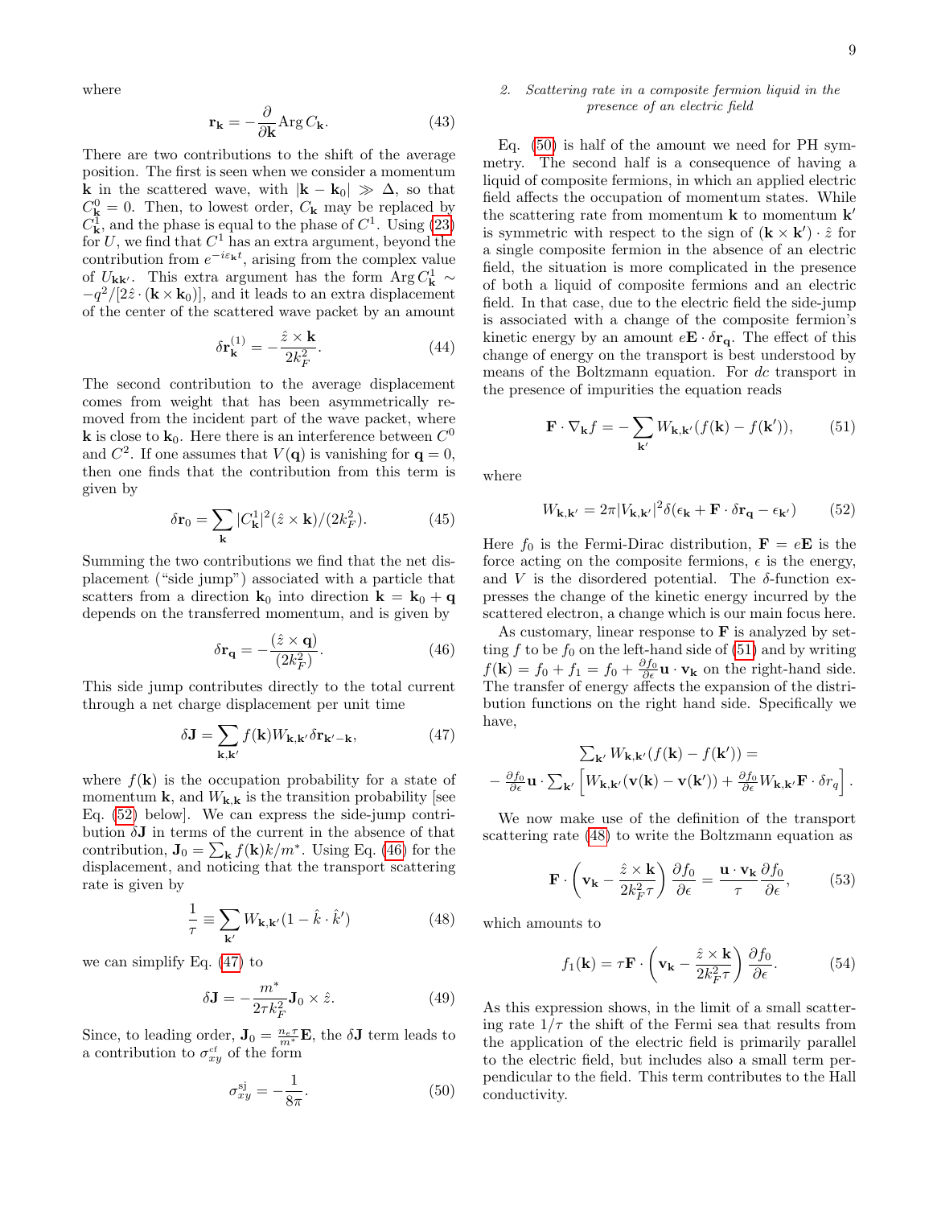where

$$\mathbf{r_k} = -\frac{\partial}{\partial \mathbf{k}} \mathrm{Arg}\, C_{\mathbf{k}}. \tag{43}$$

There are two contributions to the shift of the average position. The first is seen when we consider a momentum $\mathbf{k}$ in the scattered wave, with $|\mathbf{k}-\mathbf{k}_0| \gg \Delta$, so that $C^0_{\mathbf{k}} = 0$. Then, to lowest order, $C_{\mathbf{k}}$ may be replaced by $C^1_{\mathbf{k}}$, and the phase is equal to the phase of $C^1$. Using (23) for $U$, we find that $C^1$ has an extra argument, beyond the contribution from $e^{-i\varepsilon_{\mathbf{k}} t}$, arising from the complex value of $U_{\mathbf{kk}'}$. This extra argument has the form $\mathrm{Arg}\, C^1_{\mathbf{k}} \sim -q^2/[2\hat{z}\cdot(\mathbf{k}\times\mathbf{k}_0)]$, and it leads to an extra displacement of the center of the scattered wave packet by an amount

$$\delta\mathbf{r}^{(1)}_{\mathbf{k}} = -\frac{\hat{z}\times\mathbf{k}}{2k_F^2}. \tag{44}$$

The second contribution to the average displacement comes from weight that has been asymmetrically removed from the incident part of the wave packet, where $\mathbf{k}$ is close to $\mathbf{k}_0$. Here there is an interference between $C^0$ and $C^2$. If one assumes that $V(\mathbf{q})$ is vanishing for $\mathbf{q}=0$, then one finds that the contribution from this term is given by

$$\delta\mathbf{r}_0 = \sum_{\mathbf{k}} |C^1_{\mathbf{k}}|^2 (\hat{z}\times\mathbf{k})/(2k_F^2). \tag{45}$$

Summing the two contributions we find that the net displacement ("side jump") associated with a particle that scatters from a direction $\mathbf{k}_0$ into direction $\mathbf{k}=\mathbf{k}_0+\mathbf{q}$ depends on the transferred momentum, and is given by

$$\delta\mathbf{r_q} = -\frac{(\hat{z}\times\mathbf{q})}{(2k_F^2)}. \tag{46}$$

This side jump contributes directly to the total current through a net charge displacement per unit time

$$\delta\mathbf{J} = \sum_{\mathbf{k},\mathbf{k}'} f(\mathbf{k}) W_{\mathbf{k},\mathbf{k}'} \delta\mathbf{r}_{\mathbf{k}'-\mathbf{k}}, \tag{47}$$

where $f(\mathbf{k})$ is the occupation probability for a state of momentum $\mathbf{k}$, and $W_{\mathbf{k},\mathbf{k}}$ is the transition probability [see Eq. (52) below]. We can express the side-jump contribution $\delta\mathbf{J}$ in terms of the current in the absence of that contribution, $\mathbf{J}_0 = \sum_{\mathbf{k}} f(\mathbf{k})k/m^*$. Using Eq. (46) for the displacement, and noticing that the transport scattering rate is given by

$$\frac{1}{\tau} \equiv \sum_{\mathbf{k}'} W_{\mathbf{k},\mathbf{k}'}(1-\hat{k}\cdot\hat{k}') \tag{48}$$

we can simplify Eq. (47) to

$$\delta\mathbf{J} = -\frac{m^*}{2\tau k_F^2}\mathbf{J}_0\times\hat{z}. \tag{49}$$

Since, to leading order, $\mathbf{J}_0 = \frac{n_e\tau}{m^*}\mathbf{E}$, the $\delta\mathbf{J}$ term leads to a contribution to $\sigma^{\mathrm{cf}}_{xy}$ of the form

$$\sigma^{\mathrm{sj}}_{xy} = -\frac{1}{8\pi}. \tag{50}$$

### 2. Scattering rate in a composite fermion liquid in the presence of an electric field

Eq. (50) is half of the amount we need for PH symmetry. The second half is a consequence of having a liquid of composite fermions, in which an applied electric field affects the occupation of momentum states. While the scattering rate from momentum $\mathbf{k}$ to momentum $\mathbf{k}'$ is symmetric with respect to the sign of $(\mathbf{k}\times\mathbf{k}')\cdot\hat{z}$ for a single composite fermion in the absence of an electric field, the situation is more complicated in the presence of both a liquid of composite fermions and an electric field. In that case, due to the electric field the side-jump is associated with a change of the composite fermion's kinetic energy by an amount $e\mathbf{E}\cdot\delta\mathbf{r_q}$. The effect of this change of energy on the transport is best understood by means of the Boltzmann equation. For $dc$ transport in the presence of impurities the equation reads

$$\mathbf{F}\cdot\nabla_{\mathbf{k}} f = -\sum_{\mathbf{k}'} W_{\mathbf{k},\mathbf{k}'}(f(\mathbf{k})-f(\mathbf{k}')), \tag{51}$$

where

$$W_{\mathbf{k},\mathbf{k}'} = 2\pi|V_{\mathbf{k},\mathbf{k}'}|^2\delta(\epsilon_{\mathbf{k}} + \mathbf{F}\cdot\delta\mathbf{r_q} - \epsilon_{\mathbf{k}'}) \tag{52}$$

Here $f_0$ is the Fermi-Dirac distribution, $\mathbf{F}=e\mathbf{E}$ is the force acting on the composite fermions, $\epsilon$ is the energy, and $V$ is the disordered potential. The $\delta$-function expresses the change of the kinetic energy incurred by the scattered electron, a change which is our main focus here.

As customary, linear response to $\mathbf{F}$ is analyzed by setting $f$ to be $f_0$ on the left-hand side of (51) and by writing $f(\mathbf{k}) = f_0 + f_1 = f_0 + \frac{\partial f_0}{\partial\epsilon}\mathbf{u}\cdot\mathbf{v_k}$ on the right-hand side. The transfer of energy affects the expansion of the distribution functions on the right hand side. Specifically we have,

$$\sum_{\mathbf{k}'} W_{\mathbf{k},\mathbf{k}'}(f(\mathbf{k})-f(\mathbf{k}')) = \\ -\frac{\partial f_0}{\partial\epsilon}\mathbf{u}\cdot\sum_{\mathbf{k}'}\left[W_{\mathbf{k},\mathbf{k}'}(\mathbf{v}(\mathbf{k})-\mathbf{v}(\mathbf{k}')) + \frac{\partial f_0}{\partial\epsilon}W_{\mathbf{k},\mathbf{k}'}\mathbf{F}\cdot\delta r_q\right].$$

We now make use of the definition of the transport scattering rate (48) to write the Boltzmann equation as

$$\mathbf{F}\cdot\left(\mathbf{v_k} - \frac{\hat{z}\times\mathbf{k}}{2k_F^2\tau}\right)\frac{\partial f_0}{\partial\epsilon} = \frac{\mathbf{u}\cdot\mathbf{v_k}}{\tau}\frac{\partial f_0}{\partial\epsilon}, \tag{53}$$

which amounts to

$$f_1(\mathbf{k}) = \tau\mathbf{F}\cdot\left(\mathbf{v_k} - \frac{\hat{z}\times\mathbf{k}}{2k_F^2\tau}\right)\frac{\partial f_0}{\partial\epsilon}. \tag{54}$$

As this expression shows, in the limit of a small scattering rate $1/\tau$ the shift of the Fermi sea that results from the application of the electric field is primarily parallel to the electric field, but includes also a small term perpendicular to the field. This term contributes to the Hall conductivity.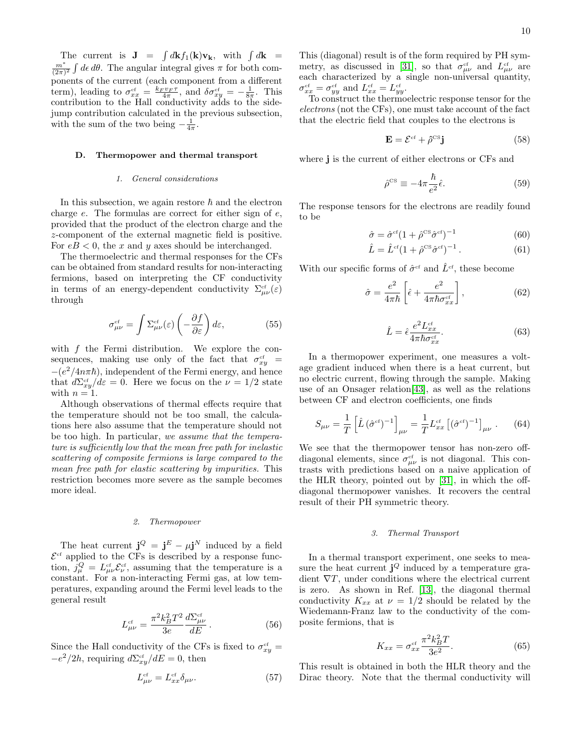The current is $\mathbf{J} = \int d\mathbf{k} f_1(\mathbf{k})\mathbf{v}_\mathbf{k}$, with $\int d\mathbf{k} = \frac{m^*}{(2\pi)^2}\int d\epsilon\, d\theta$. The angular integral gives $\pi$ for both components of the current (each component from a different term), leading to $\sigma^{\rm cf}_{xx} = \frac{k_F v_F \tau}{4\pi}$, and $\delta\sigma^{\rm cf}_{xy} = -\frac{1}{8\pi}$. This contribution to the Hall conductivity adds to the side-jump contribution calculated in the previous subsection, with the sum of the two being $-\frac{1}{4\pi}$.

### D. Thermopower and thermal transport

#### 1. General considerations

In this subsection, we again restore $\hbar$ and the electron charge $e$. The formulas are correct for either sign of $e$, provided that the product of the electron charge and the $z$-component of the external magnetic field is positive. For $eB < 0$, the $x$ and $y$ axes should be interchanged.

The thermoelectric and thermal responses for the CFs can be obtained from standard results for non-interacting fermions, based on interpreting the CF conductivity in terms of an energy-dependent conductivity $\Sigma^{\rm cf}_{\mu\nu}(\varepsilon)$ through

$$\sigma^{\rm cf}_{\mu\nu} = \int \Sigma^{\rm cf}_{\mu\nu}(\varepsilon)\left(-\frac{\partial f}{\partial \varepsilon}\right) d\varepsilon, \tag{55}$$

with $f$ the Fermi distribution. We explore the consequences, making use only of the fact that $\sigma^{\rm cf}_{xy} = -(e^2/4n\pi\hbar)$, independent of the Fermi energy, and hence that $d\Sigma^{\rm cf}_{xy}/d\varepsilon = 0$. Here we focus on the $\nu = 1/2$ state with $n = 1$.

Although observations of thermal effects require that the temperature should not be too small, the calculations here also assume that the temperature should not be too high. In particular, *we assume that the temperature is sufficiently low that the mean free path for inelastic scattering of composite fermions is large compared to the mean free path for elastic scattering by impurities.* This restriction becomes more severe as the sample becomes more ideal.

#### 2. Thermopower

The heat current $\mathbf{j}^Q = \mathbf{j}^E - \mu\mathbf{j}^N$ induced by a field $\mathcal{E}^{\rm cf}$ applied to the CFs is described by a response function, $j^Q_\mu = L^{\rm cf}_{\mu\nu}\mathcal{E}^{\rm cf}_\nu$, assuming that the temperature is a constant. For a non-interacting Fermi gas, at low temperatures, expanding around the Fermi level leads to the general result

$$L^{\rm cf}_{\mu\nu} = \frac{\pi^2 k_B^2 T^2}{3e}\frac{d\Sigma^{\rm cf}_{\mu\nu}}{dE}\,. \tag{56}$$

Since the Hall conductivity of the CFs is fixed to $\sigma^{\rm cf}_{xy} = -e^2/2h$, requiring $d\Sigma^{\rm cf}_{xy}/dE = 0$, then

$$L^{\rm cf}_{\mu\nu} = L^{\rm cf}_{xx}\delta_{\mu\nu}. \tag{57}$$

This (diagonal) result is of the form required by PH symmetry, as discussed in [31], so that $\sigma^{\rm cf}_{\mu\nu}$ and $L^{\rm cf}_{\mu\nu}$ are each characterized by a single non-universal quantity, $\sigma^{\rm cf}_{xx} = \sigma^{\rm cf}_{yy}$ and $L^{\rm cf}_{xx} = L^{\rm cf}_{yy}$.

To construct the thermoelectric response tensor for the *electrons* (not the CFs), one must take account of the fact that the electric field that couples to the electrons is

$$\mathbf{E} = \mathcal{E}^{\rm cf} + \hat{\rho}^{\rm CS}\mathbf{j} \tag{58}$$

where $\mathbf{j}$ is the current of either electrons or CFs and

$$\hat{\rho}^{\rm CS} \equiv -4\pi\frac{\hbar}{e^2}\hat{\epsilon}. \tag{59}$$

The response tensors for the electrons are readily found to be

$$\hat{\sigma} = \hat{\sigma}^{\rm cf}(1 + \hat{\rho}^{\rm CS}\hat{\sigma}^{\rm cf})^{-1} \tag{60}$$

$$\hat{L} = \hat{L}^{\rm cf}(1 + \hat{\rho}^{\rm CS}\hat{\sigma}^{\rm cf})^{-1}\,. \tag{61}$$

With our specific forms of $\hat{\sigma}^{\rm cf}$ and $\hat{L}^{\rm cf}$, these become

$$\hat{\sigma} = \frac{e^2}{4\pi\hbar}\left[\hat{\epsilon} + \frac{e^2}{4\pi\hbar\sigma^{\rm cf}_{xx}}\right], \tag{62}$$

$$\hat{L} = \hat{\epsilon}\frac{e^2 L^{\rm cf}_{xx}}{4\pi\hbar\sigma^{\rm cf}_{xx}}. \tag{63}$$

In a thermopower experiment, one measures a voltage gradient induced when there is a heat current, but no electric current, flowing through the sample. Making use of an Onsager relation[43], as well as the relations between CF and electron coefficients, one finds

$$S_{\mu\nu} = \frac{1}{T}\left[\hat{L}\,(\hat{\sigma}^{\rm cf})^{-1}\right]_{\mu\nu} = \frac{1}{T}L^{\rm cf}_{xx}\left[(\hat{\sigma}^{\rm cf})^{-1}\right]_{\mu\nu}. \tag{64}$$

We see that the thermopower tensor has non-zero off-diagonal elements, since $\sigma^{\rm cf}_{\mu\nu}$ is not diagonal. This contrasts with predictions based on a naive application of the HLR theory, pointed out by [31], in which the off-diagonal thermopower vanishes. It recovers the central result of their PH symmetric theory.

#### 3. Thermal Transport

In a thermal transport experiment, one seeks to measure the heat current $\mathbf{j}^Q$ induced by a temperature gradient $\nabla T$, under conditions where the electrical current is zero. As shown in Ref. [13], the diagonal thermal conductivity $K_{xx}$ at $\nu = 1/2$ should be related by the Wiedemann-Franz law to the conductivity of the composite fermions, that is

$$K_{xx} = \sigma^{\rm cf}_{xx}\frac{\pi^2 k_B^2 T}{3e^2}. \tag{65}$$

This result is obtained in both the HLR theory and the Dirac theory. Note that the thermal conductivity will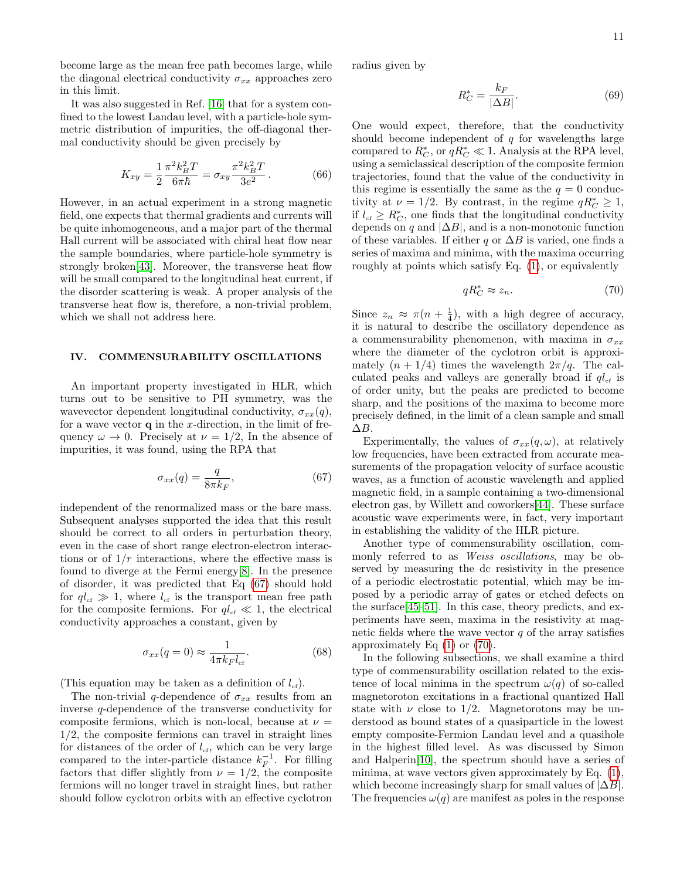become large as the mean free path becomes large, while the diagonal electrical conductivity $\sigma_{xx}$ approaches zero in this limit.

It was also suggested in Ref. [16] that for a system confined to the lowest Landau level, with a particle-hole symmetric distribution of impurities, the off-diagonal thermal conductivity should be given precisely by

$$K_{xy} = \frac{1}{2}\frac{\pi^2 k_B^2 T}{6\pi\hbar} = \sigma_{xy}\frac{\pi^2 k_B^2 T}{3e^2}\,. \tag{66}$$

However, in an actual experiment in a strong magnetic field, one expects that thermal gradients and currents will be quite inhomogeneous, and a major part of the thermal Hall current will be associated with chiral heat flow near the sample boundaries, where particle-hole symmetry is strongly broken[43]. Moreover, the transverse heat flow will be small compared to the longitudinal heat current, if the disorder scattering is weak. A proper analysis of the transverse heat flow is, therefore, a non-trivial problem, which we shall not address here.

## IV. COMMENSURABILITY OSCILLATIONS

An important property investigated in HLR, which turns out to be sensitive to PH symmetry, was the wavevector dependent longitudinal conductivity, $\sigma_{xx}(q)$, for a wave vector $\mathbf{q}$ in the $x$-direction, in the limit of frequency $\omega \to 0$. Precisely at $\nu = 1/2$, In the absence of impurities, it was found, using the RPA that

$$\sigma_{xx}(q) = \frac{q}{8\pi k_F}, \tag{67}$$

independent of the renormalized mass or the bare mass. Subsequent analyses supported the idea that this result should be correct to all orders in perturbation theory, even in the case of short range electron-electron interactions or of $1/r$ interactions, where the effective mass is found to diverge at the Fermi energy[8]. In the presence of disorder, it was predicted that Eq (67) should hold for $ql_{cf} \gg 1$, where $l_{cf}$ is the transport mean free path for the composite fermions. For $ql_{cf} \ll 1$, the electrical conductivity approaches a constant, given by

$$\sigma_{xx}(q=0) \approx \frac{1}{4\pi k_F l_{cf}}. \tag{68}$$

(This equation may be taken as a definition of $l_{cf}$).

The non-trivial $q$-dependence of $\sigma_{xx}$ results from an inverse $q$-dependence of the transverse conductivity for composite fermions, which is non-local, because at $\nu = 1/2$, the composite fermions can travel in straight lines for distances of the order of $l_{cf}$, which can be very large compared to the inter-particle distance $k_F^{-1}$. For filling factors that differ slightly from $\nu = 1/2$, the composite fermions will no longer travel in straight lines, but rather should follow cyclotron orbits with an effective cyclotron radius given by

$$R_C^* = \frac{k_F}{|\Delta B|}. \tag{69}$$

One would expect, therefore, that the conductivity should become independent of $q$ for wavelengths large compared to $R_C^*$, or $qR_C^* \ll 1$. Analysis at the RPA level, using a semiclassical description of the composite fermion trajectories, found that the value of the conductivity in this regime is essentially the same as the $q = 0$ conductivity at $\nu = 1/2$. By contrast, in the regime $qR_C^* \geq 1$, if $l_{cf} \geq R_C^*$, one finds that the longitudinal conductivity depends on $q$ and $|\Delta B|$, and is a non-monotonic function of these variables. If either $q$ or $\Delta B$ is varied, one finds a series of maxima and minima, with the maxima occurring roughly at points which satisfy Eq. (1), or equivalently

$$qR_C^* \approx z_n. \tag{70}$$

Since $z_n \approx \pi(n + \frac{1}{4})$, with a high degree of accuracy, it is natural to describe the oscillatory dependence as a commensurability phenomenon, with maxima in $\sigma_{xx}$ where the diameter of the cyclotron orbit is approximately $(n + 1/4)$ times the wavelength $2\pi/q$. The calculated peaks and valleys are generally broad if $ql_{cf}$ is of order unity, but the peaks are predicted to become sharp, and the positions of the maxima to become more precisely defined, in the limit of a clean sample and small $\Delta B$.

Experimentally, the values of $\sigma_{xx}(q,\omega)$, at relatively low frequencies, have been extracted from accurate measurements of the propagation velocity of surface acoustic waves, as a function of acoustic wavelength and applied magnetic field, in a sample containing a two-dimensional electron gas, by Willett and coworkers[44]. These surface acoustic wave experiments were, in fact, very important in establishing the validity of the HLR picture.

Another type of commensurability oscillation, commonly referred to as *Weiss oscillations*, may be observed by measuring the dc resistivity in the presence of a periodic electrostatic potential, which may be imposed by a periodic array of gates or etched defects on the surface[45–51]. In this case, theory predicts, and experiments have seen, maxima in the resistivity at magnetic fields where the wave vector $q$ of the array satisfies approximately Eq (1) or (70).

In the following subsections, we shall examine a third type of commensurability oscillation related to the existence of local minima in the spectrum $\omega(q)$ of so-called magnetoroton excitations in a fractional quantized Hall state with $\nu$ close to 1/2. Magnetorotons may be understood as bound states of a quasiparticle in the lowest empty composite-Fermion Landau level and a quasihole in the highest filled level. As was discussed by Simon and Halperin[10], the spectrum should have a series of minima, at wave vectors given approximately by Eq. (1), which become increasingly sharp for small values of $|\Delta B|$. The frequencies $\omega(q)$ are manifest as poles in the response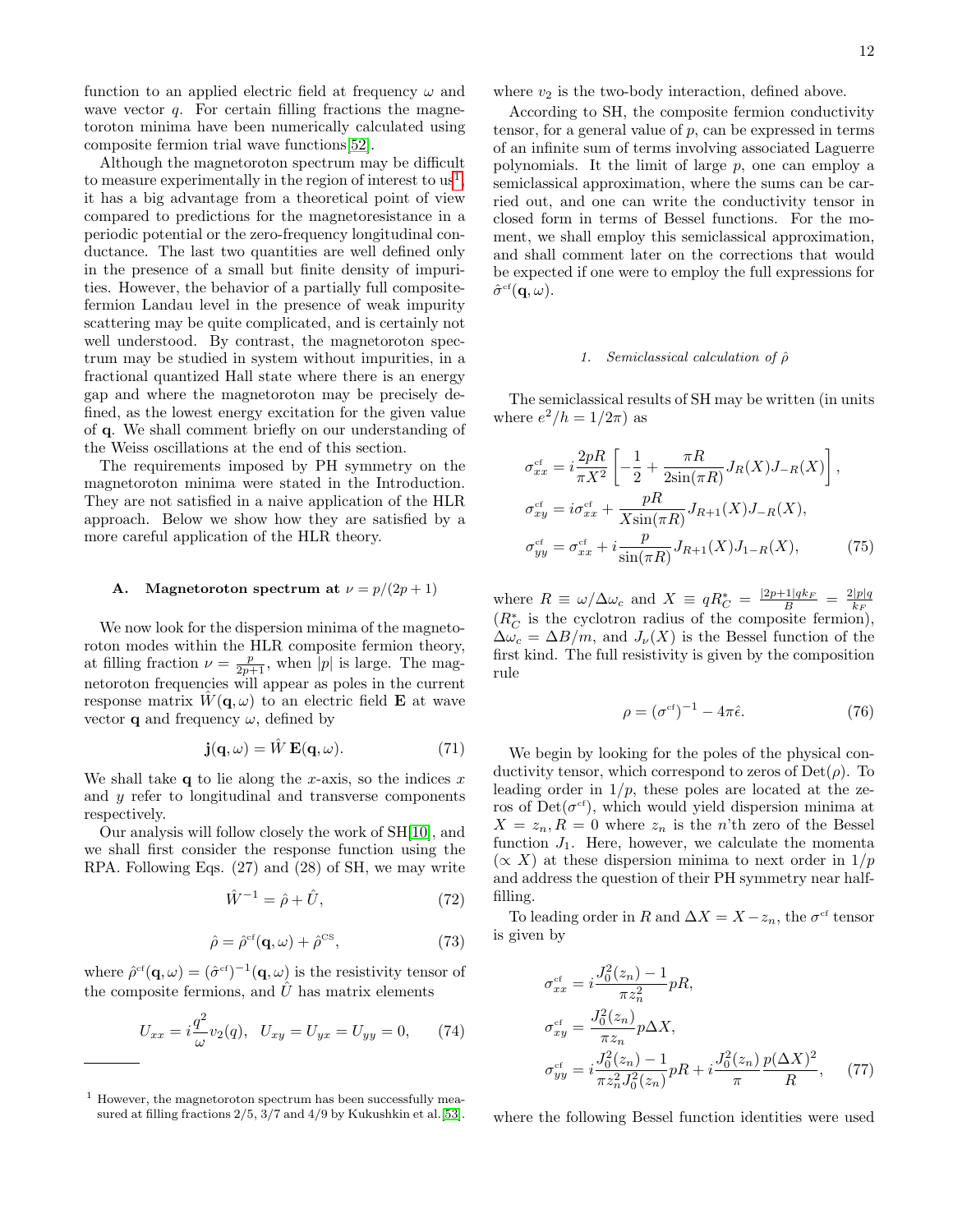function to an applied electric field at frequency $\omega$ and wave vector $q$. For certain filling fractions the magnetoroton minima have been numerically calculated using composite fermion trial wave functions[52].

Although the magnetoroton spectrum may be difficult to measure experimentally in the region of interest to us[1], it has a big advantage from a theoretical point of view compared to predictions for the magnetoresistance in a periodic potential or the zero-frequency longitudinal conductance. The last two quantities are well defined only in the presence of a small but finite density of impurities. However, the behavior of a partially full composite-fermion Landau level in the presence of weak impurity scattering may be quite complicated, and is certainly not well understood. By contrast, the magnetoroton spectrum may be studied in system without impurities, in a fractional quantized Hall state where there is an energy gap and where the magnetoroton may be precisely defined, as the lowest energy excitation for the given value of $\mathbf{q}$. We shall comment briefly on our understanding of the Weiss oscillations at the end of this section.

The requirements imposed by PH symmetry on the magnetoroton minima were stated in the Introduction. They are not satisfied in a naive application of the HLR approach. Below we show how they are satisfied by a more careful application of the HLR theory.

### A. Magnetoroton spectrum at $\nu = p/(2p+1)$

We now look for the dispersion minima of the magnetoroton modes within the HLR composite fermion theory, at filling fraction $\nu = \frac{p}{2p+1}$, when $|p|$ is large. The magnetoroton frequencies will appear as poles in the current response matrix $\hat{W}(\mathbf{q}, \omega)$ to an electric field $\mathbf{E}$ at wave vector $\mathbf{q}$ and frequency $\omega$, defined by

$$\mathbf{j}(\mathbf{q}, \omega) = \hat{W}\,\mathbf{E}(\mathbf{q}, \omega). \tag{71}$$

We shall take $\mathbf{q}$ to lie along the $x$-axis, so the indices $x$ and $y$ refer to longitudinal and transverse components respectively.

Our analysis will follow closely the work of SH[10], and we shall first consider the response function using the RPA. Following Eqs. (27) and (28) of SH, we may write

$$\hat{W}^{-1} = \hat{\rho} + \hat{U}, \tag{72}$$

$$\hat{\rho} = \hat{\rho}^{\text{cf}}(\mathbf{q}, \omega) + \hat{\rho}^{\text{CS}}, \tag{73}$$

where $\hat{\rho}^{\text{cf}}(\mathbf{q}, \omega) = (\hat{\sigma}^{\text{cf}})^{-1}(\mathbf{q}, \omega)$ is the resistivity tensor of the composite fermions, and $\hat{U}$ has matrix elements

$$U_{xx} = i\frac{q^2}{\omega}v_2(q), \quad U_{xy} = U_{yx} = U_{yy} = 0, \tag{74}$$

where $v_2$ is the two-body interaction, defined above.

According to SH, the composite fermion conductivity tensor, for a general value of $p$, can be expressed in terms of an infinite sum of terms involving associated Laguerre polynomials. It the limit of large $p$, one can employ a semiclassical approximation, where the sums can be carried out, and one can write the conductivity tensor in closed form in terms of Bessel functions. For the moment, we shall employ this semiclassical approximation, and shall comment later on the corrections that would be expected if one were to employ the full expressions for $\hat{\sigma}^{\text{cf}}(\mathbf{q}, \omega)$.

#### 1. Semiclassical calculation of $\hat{\rho}$

The semiclassical results of SH may be written (in units where $e^2/h = 1/2\pi$) as

$$\begin{aligned}
\sigma^{\text{cf}}_{xx} &= i\frac{2pR}{\pi X^2}\left[-\frac{1}{2} + \frac{\pi R}{2\sin(\pi R)}J_R(X)J_{-R}(X)\right], \\
\sigma^{\text{cf}}_{xy} &= i\sigma^{\text{cf}}_{xx} + \frac{pR}{X\sin(\pi R)}J_{R+1}(X)J_{-R}(X), \\
\sigma^{\text{cf}}_{yy} &= \sigma^{\text{cf}}_{xx} + i\frac{p}{\sin(\pi R)}J_{R+1}(X)J_{1-R}(X),
\end{aligned} \tag{75}$$

where $R \equiv \omega/\Delta\omega_c$ and $X \equiv qR^*_C = \frac{|2p+1|qk_F}{B} = \frac{2|p|q}{k_F}$ ($R^*_C$ is the cyclotron radius of the composite fermion), $\Delta\omega_c = \Delta B/m$, and $J_\nu(X)$ is the Bessel function of the first kind. The full resistivity is given by the composition rule

$$\rho = (\sigma^{\text{cf}})^{-1} - 4\pi\hat{\epsilon}. \tag{76}$$

We begin by looking for the poles of the physical conductivity tensor, which correspond to zeros of $\text{Det}(\rho)$. To leading order in $1/p$, these poles are located at the zeros of $\text{Det}(\sigma^{\text{cf}})$, which would yield dispersion minima at $X = z_n, R = 0$ where $z_n$ is the $n$'th zero of the Bessel function $J_1$. Here, however, we calculate the momenta ($\propto X$) at these dispersion minima to next order in $1/p$ and address the question of their PH symmetry near half-filling.

To leading order in $R$ and $\Delta X = X - z_n$, the $\sigma^{\text{cf}}$ tensor is given by

$$\begin{aligned}
\sigma^{\text{cf}}_{xx} &= i\frac{J_0^2(z_n) - 1}{\pi z_n^2}pR, \\
\sigma^{\text{cf}}_{xy} &= \frac{J_0^2(z_n)}{\pi z_n}p\Delta X, \\
\sigma^{\text{cf}}_{yy} &= i\frac{J_0^2(z_n) - 1}{\pi z_n^2 J_0^2(z_n)}pR + i\frac{J_0^2(z_n)}{\pi}\frac{p(\Delta X)^2}{R},
\end{aligned} \tag{77}$$

where the following Bessel function identities were used

[1] However, the magnetoroton spectrum has been successfully measured at filling fractions 2/5, 3/7 and 4/9 by Kukushkin et al.[53].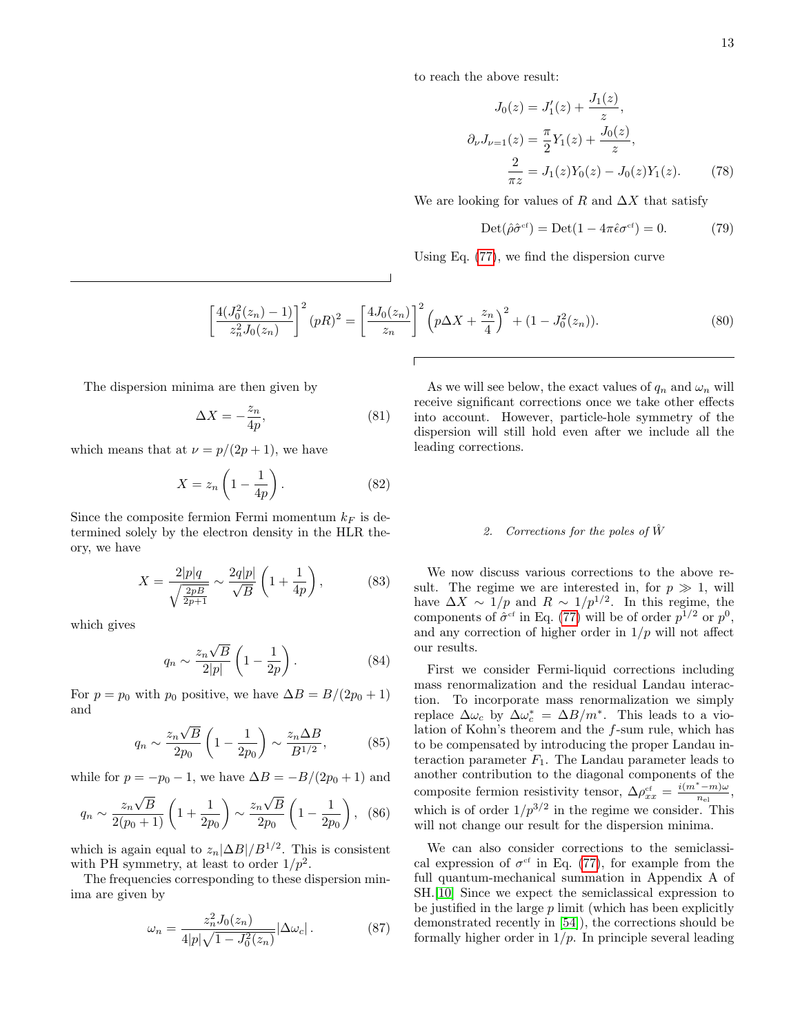to reach the above result:

$$
\begin{aligned}
J_0(z) &= J_1'(z) + \frac{J_1(z)}{z}, \\
\partial_\nu J_{\nu=1}(z) &= \frac{\pi}{2} Y_1(z) + \frac{J_0(z)}{z}, \\
\frac{2}{\pi z} &= J_1(z) Y_0(z) - J_0(z) Y_1(z).
\end{aligned} \tag{78}
$$

We are looking for values of $R$ and $\Delta X$ that satisfy

$$
\mathrm{Det}(\hat{\rho}\hat{\sigma}^{\mathrm{cf}}) = \mathrm{Det}(1 - 4\pi\hat{\epsilon}\sigma^{\mathrm{cf}}) = 0. \tag{79}
$$

Using Eq. (77), we find the dispersion curve

$$
\left[\frac{4(J_0^2(z_n) - 1)}{z_n^2 J_0(z_n)}\right]^2 (pR)^2 = \left[\frac{4J_0(z_n)}{z_n}\right]^2 \left(p\Delta X + \frac{z_n}{4}\right)^2 + (1 - J_0^2(z_n)). \tag{80}
$$

The dispersion minima are then given by

$$
\Delta X = -\frac{z_n}{4p}, \tag{81}
$$

which means that at $\nu = p/(2p+1)$, we have

$$
X = z_n \left(1 - \frac{1}{4p}\right). \tag{82}
$$

Since the composite fermion Fermi momentum $k_F$ is determined solely by the electron density in the HLR theory, we have

$$
X = \frac{2|p|q}{\sqrt{\frac{2pB}{2p+1}}} \sim \frac{2q|p|}{\sqrt{B}} \left(1 + \frac{1}{4p}\right), \tag{83}
$$

which gives

$$
q_n \sim \frac{z_n\sqrt{B}}{2|p|} \left(1 - \frac{1}{2p}\right). \tag{84}
$$

For $p = p_0$ with $p_0$ positive, we have $\Delta B = B/(2p_0+1)$ and

$$
q_n \sim \frac{z_n\sqrt{B}}{2p_0} \left(1 - \frac{1}{2p_0}\right) \sim \frac{z_n \Delta B}{B^{1/2}}, \tag{85}
$$

while for $p = -p_0 - 1$, we have $\Delta B = -B/(2p_0+1)$ and

$$
q_n \sim \frac{z_n\sqrt{B}}{2(p_0+1)} \left(1 + \frac{1}{2p_0}\right) \sim \frac{z_n\sqrt{B}}{2p_0} \left(1 - \frac{1}{2p_0}\right), \tag{86}
$$

which is again equal to $z_n|\Delta B|/B^{1/2}$. This is consistent with PH symmetry, at least to order $1/p^2$.

The frequencies corresponding to these dispersion minima are given by

$$
\omega_n = \frac{z_n^2 J_0(z_n)}{4|p|\sqrt{1 - J_0^2(z_n)}} |\Delta\omega_c|. \tag{87}
$$

As we will see below, the exact values of $q_n$ and $\omega_n$ will receive significant corrections once we take other effects into account. However, particle-hole symmetry of the dispersion will still hold even after we include all the leading corrections.

#### 2. Corrections for the poles of $\hat{W}$

We now discuss various corrections to the above result. The regime we are interested in, for $p \gg 1$, will have $\Delta X \sim 1/p$ and $R \sim 1/p^{1/2}$. In this regime, the components of $\hat{\sigma}^{\mathrm{cf}}$ in Eq. (77) will be of order $p^{1/2}$ or $p^0$, and any correction of higher order in $1/p$ will not affect our results.

First we consider Fermi-liquid corrections including mass renormalization and the residual Landau interaction. To incorporate mass renormalization we simply replace $\Delta\omega_c$ by $\Delta\omega_c^* = \Delta B/m^*$. This leads to a violation of Kohn's theorem and the $f$-sum rule, which has to be compensated by introducing the proper Landau interaction parameter $F_1$. The Landau parameter leads to another contribution to the diagonal components of the composite fermion resistivity tensor, $\Delta\rho_{xx}^{\mathrm{cf}} = \frac{i(m^*-m)\omega}{n_{\mathrm{el}}}$, which is of order $1/p^{3/2}$ in the regime we consider. This will not change our result for the dispersion minima.

We can also consider corrections to the semiclassical expression of $\sigma^{\mathrm{cf}}$ in Eq. (77), for example from the full quantum-mechanical summation in Appendix A of SH.[10] Since we expect the semiclassical expression to be justified in the large $p$ limit (which has been explicitly demonstrated recently in [54]), the corrections should be formally higher order in $1/p$. In principle several leading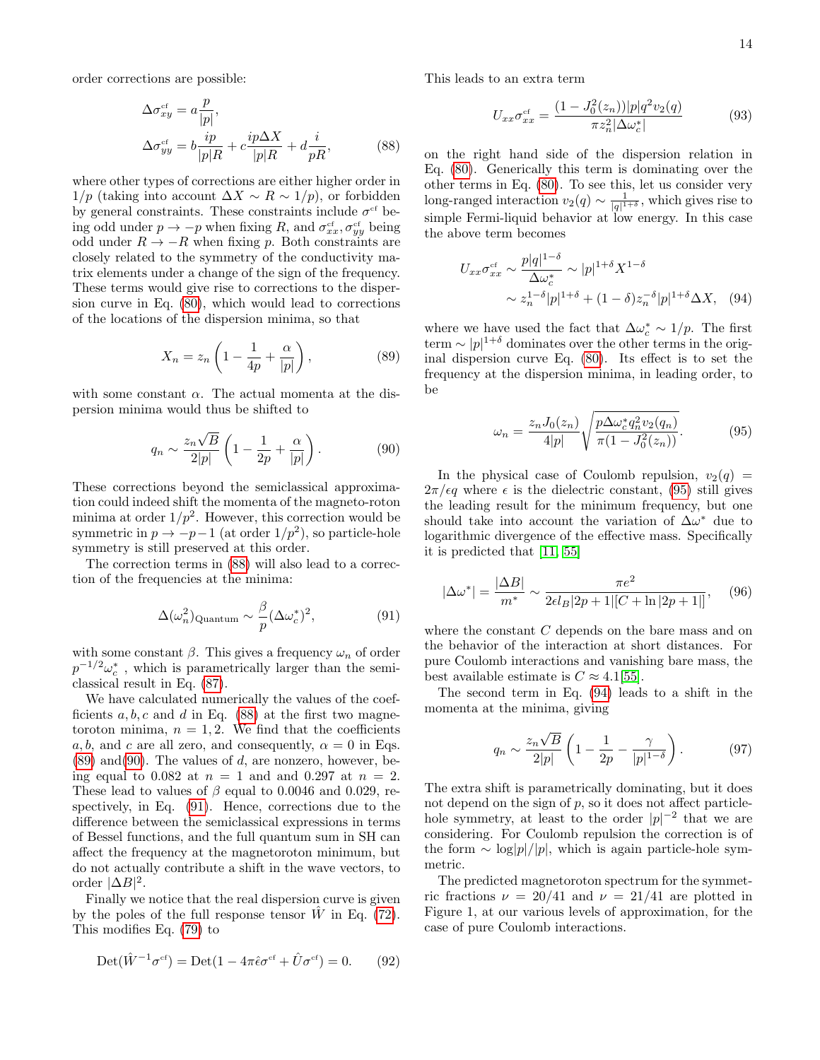order corrections are possible:

$$
\begin{aligned}
\Delta\sigma^{\text{cf}}_{xy} &= a\frac{p}{|p|}, \\
\Delta\sigma^{\text{cf}}_{yy} &= b\frac{ip}{|p|R} + c\frac{ip\Delta X}{|p|R} + d\frac{i}{pR},
\end{aligned}
\tag{88}
$$

where other types of corrections are either higher order in $1/p$ (taking into account $\Delta X \sim R \sim 1/p$), or forbidden by general constraints. These constraints include $\sigma^{\text{cf}}$ being odd under $p \to -p$ when fixing $R$, and $\sigma^{\text{cf}}_{xx}, \sigma^{\text{cf}}_{yy}$ being odd under $R \to -R$ when fixing $p$. Both constraints are closely related to the symmetry of the conductivity matrix elements under a change of the sign of the frequency. These terms would give rise to corrections to the dispersion curve in Eq. (80), which would lead to corrections of the locations of the dispersion minima, so that

$$
X_n = z_n\left(1 - \frac{1}{4p} + \frac{\alpha}{|p|}\right),
\tag{89}
$$

with some constant $\alpha$. The actual momenta at the dispersion minima would thus be shifted to

$$
q_n \sim \frac{z_n\sqrt{B}}{2|p|}\left(1 - \frac{1}{2p} + \frac{\alpha}{|p|}\right).
\tag{90}
$$

These corrections beyond the semiclassical approximation could indeed shift the momenta of the magneto-roton minima at order $1/p^2$. However, this correction would be symmetric in $p \to -p-1$ (at order $1/p^2$), so particle-hole symmetry is still preserved at this order.

The correction terms in (88) will also lead to a correction of the frequencies at the minima:

$$
\Delta(\omega_n^2)_{\text{Quantum}} \sim \frac{\beta}{p}(\Delta\omega_c^*)^2,
\tag{91}
$$

with some constant $\beta$. This gives a frequency $\omega_n$ of order $p^{-1/2}\omega_c^*$, which is parametrically larger than the semiclassical result in Eq. (87).

We have calculated numerically the values of the coefficients $a, b, c$ and $d$ in Eq. (88) at the first two magnetoroton minima, $n = 1, 2$. We find that the coefficients $a, b$, and $c$ are all zero, and consequently, $\alpha = 0$ in Eqs. (89) and(90). The values of $d$, are nonzero, however, being equal to 0.082 at $n = 1$ and and 0.297 at $n = 2$. These lead to values of $\beta$ equal to 0.0046 and 0.029, respectively, in Eq. (91). Hence, corrections due to the difference between the semiclassical expressions in terms of Bessel functions, and the full quantum sum in SH can affect the frequency at the magnetoroton minimum, but do not actually contribute a shift in the wave vectors, to order $|\Delta B|^2$.

Finally we notice that the real dispersion curve is given by the poles of the full response tensor $\hat{W}$ in Eq. (72). This modifies Eq. (79) to

$$
\text{Det}(\hat{W}^{-1}\sigma^{\text{cf}}) = \text{Det}(1 - 4\pi\hat{\epsilon}\sigma^{\text{cf}} + \hat{U}\sigma^{\text{cf}}) = 0.
\tag{92}
$$

This leads to an extra term

$$
U_{xx}\sigma^{\text{cf}}_{xx} = \frac{(1 - J_0^2(z_n))|p|q^2 v_2(q)}{\pi z_n^2|\Delta\omega_c^*|}
\tag{93}
$$

on the right hand side of the dispersion relation in Eq. (80). Generically this term is dominating over the other terms in Eq. (80). To see this, let us consider very long-ranged interaction $v_2(q) \sim \frac{1}{|q|^{1+\delta}}$, which gives rise to simple Fermi-liquid behavior at low energy. In this case the above term becomes

$$
\begin{aligned}
U_{xx}\sigma^{\text{cf}}_{xx} &\sim \frac{p|q|^{1-\delta}}{\Delta\omega_c^*} \sim |p|^{1+\delta}X^{1-\delta} \\
&\sim z_n^{1-\delta}|p|^{1+\delta} + (1-\delta)z_n^{-\delta}|p|^{1+\delta}\Delta X,
\end{aligned}
\tag{94}
$$

where we have used the fact that $\Delta\omega_c^* \sim 1/p$. The first term $\sim |p|^{1+\delta}$ dominates over the other terms in the original dispersion curve Eq. (80). Its effect is to set the frequency at the dispersion minima, in leading order, to be

$$
\omega_n = \frac{z_n J_0(z_n)}{4|p|}\sqrt{\frac{p\Delta\omega_c^* q_n^2 v_2(q_n)}{\pi(1 - J_0^2(z_n))}}.
\tag{95}
$$

In the physical case of Coulomb repulsion, $v_2(q) = 2\pi/\epsilon q$ where $\epsilon$ is the dielectric constant, (95) still gives the leading result for the minimum frequency, but one should take into account the variation of $\Delta\omega^*$ due to logarithmic divergence of the effective mass. Specifically it is predicted that [11, 55]

$$
|\Delta\omega^*| = \frac{|\Delta B|}{m^*} \sim \frac{\pi e^2}{2\epsilon l_B|2p+1|[C + \ln|2p+1|]},
\tag{96}
$$

where the constant $C$ depends on the bare mass and on the behavior of the interaction at short distances. For pure Coulomb interactions and vanishing bare mass, the best available estimate is $C \approx 4.1$[55].

The second term in Eq. (94) leads to a shift in the momenta at the minima, giving

$$
q_n \sim \frac{z_n\sqrt{B}}{2|p|}\left(1 - \frac{1}{2p} - \frac{\gamma}{|p|^{1-\delta}}\right).
\tag{97}
$$

The extra shift is parametrically dominating, but it does not depend on the sign of $p$, so it does not affect particle-hole symmetry, at least to the order $|p|^{-2}$ that we are considering. For Coulomb repulsion the correction is of the form $\sim \log|p|/|p|$, which is again particle-hole symmetric.

The predicted magnetoroton spectrum for the symmetric fractions $\nu = 20/41$ and $\nu = 21/41$ are plotted in Figure 1, at our various levels of approximation, for the case of pure Coulomb interactions.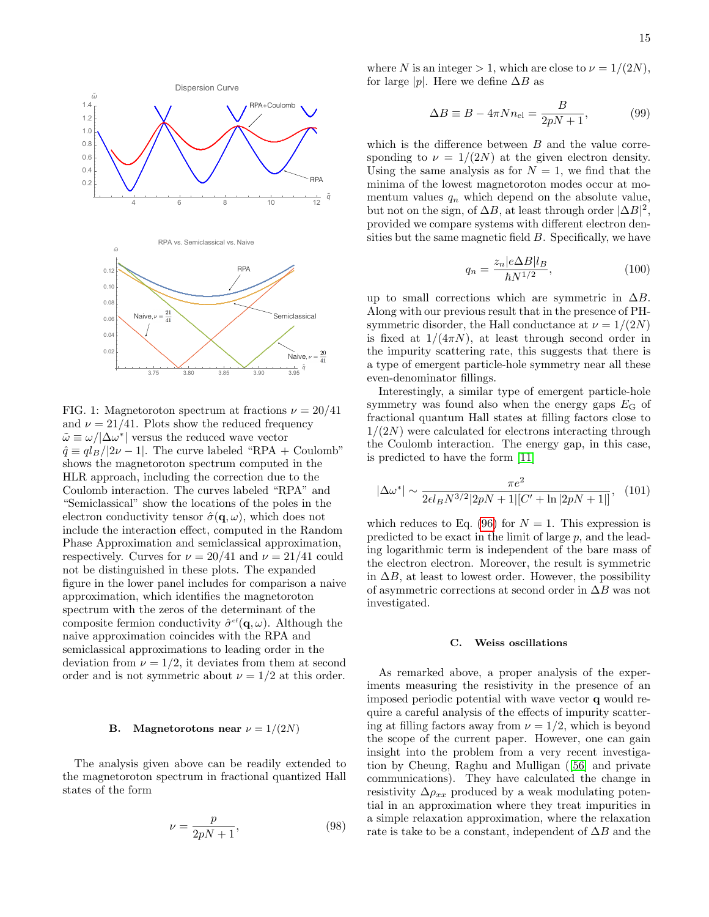FIG. 1: Magnetoroton spectrum at fractions $\nu = 20/41$ and $\nu = 21/41$. Plots show the reduced frequency $\tilde{\omega} \equiv \omega/|\Delta\omega^*|$ versus the reduced wave vector $\hat{q} \equiv q l_B/|2\nu - 1|$. The curve labeled "RPA + Coulomb" shows the magnetoroton spectrum computed in the HLR approach, including the correction due to the Coulomb interaction. The curves labeled "RPA" and "Semiclassical" show the locations of the poles in the electron conductivity tensor $\hat{\sigma}(\mathbf{q}, \omega)$, which does not include the interaction effect, computed in the Random Phase Approximation and semiclassical approximation, respectively. Curves for $\nu = 20/41$ and $\nu = 21/41$ could not be distinguished in these plots. The expanded figure in the lower panel includes for comparison a naive approximation, which identifies the magnetoroton spectrum with the zeros of the determinant of the composite fermion conductivity $\hat{\sigma}^{cf}(\mathbf{q}, \omega)$. Although the naive approximation coincides with the RPA and semiclassical approximations to leading order in the deviation from $\nu = 1/2$, it deviates from them at second order and is not symmetric about $\nu = 1/2$ at this order.

## B. Magnetorotons near $\nu = 1/(2N)$

The analysis given above can be readily extended to the magnetoroton spectrum in fractional quantized Hall states of the form

$$\nu = \frac{p}{2pN + 1}, \tag{98}$$

where $N$ is an integer $> 1$, which are close to $\nu = 1/(2N)$, for large $|p|$. Here we define $\Delta B$ as

$$\Delta B \equiv B - 4\pi N n_{\rm el} = \frac{B}{2pN + 1}, \tag{99}$$

which is the difference between $B$ and the value corresponding to $\nu = 1/(2N)$ at the given electron density. Using the same analysis as for $N = 1$, we find that the minima of the lowest magnetoroton modes occur at momentum values $q_n$ which depend on the absolute value, but not on the sign, of $\Delta B$, at least through order $|\Delta B|^2$, provided we compare systems with different electron densities but the same magnetic field $B$. Specifically, we have

$$q_n = \frac{z_n |e \Delta B| l_B}{\hbar N^{1/2}}, \tag{100}$$

up to small corrections which are symmetric in $\Delta B$. Along with our previous result that in the presence of PH-symmetric disorder, the Hall conductance at $\nu = 1/(2N)$ is fixed at $1/(4\pi N)$, at least through second order in the impurity scattering rate, this suggests that there is a type of emergent particle-hole symmetry near all these even-denominator fillings.

Interestingly, a similar type of emergent particle-hole symmetry was found also when the energy gaps $E_{\rm G}$ of fractional quantum Hall states at filling factors close to $1/(2N)$ were calculated for electrons interacting through the Coulomb interaction. The energy gap, in this case, is predicted to have the form [11]

$$|\Delta\omega^*| \sim \frac{\pi e^2}{2\epsilon l_B N^{3/2} |2pN + 1| [C' + \ln |2pN + 1|]}, \tag{101}$$

which reduces to Eq. (96) for $N = 1$. This expression is predicted to be exact in the limit of large $p$, and the leading logarithmic term is independent of the bare mass of the electron electron. Moreover, the result is symmetric in $\Delta B$, at least to lowest order. However, the possibility of asymmetric corrections at second order in $\Delta B$ was not investigated.

## C. Weiss oscillations

As remarked above, a proper analysis of the experiments measuring the resistivity in the presence of an imposed periodic potential with wave vector $\mathbf{q}$ would require a careful analysis of the effects of impurity scattering at filling factors away from $\nu = 1/2$, which is beyond the scope of the current paper. However, one can gain insight into the problem from a very recent investigation by Cheung, Raghu and Mulligan ([56] and private communications). They have calculated the change in resistivity $\Delta\rho_{xx}$ produced by a weak modulating potential in an approximation where they treat impurities in a simple relaxation approximation, where the relaxation rate is take to be a constant, independent of $\Delta B$ and the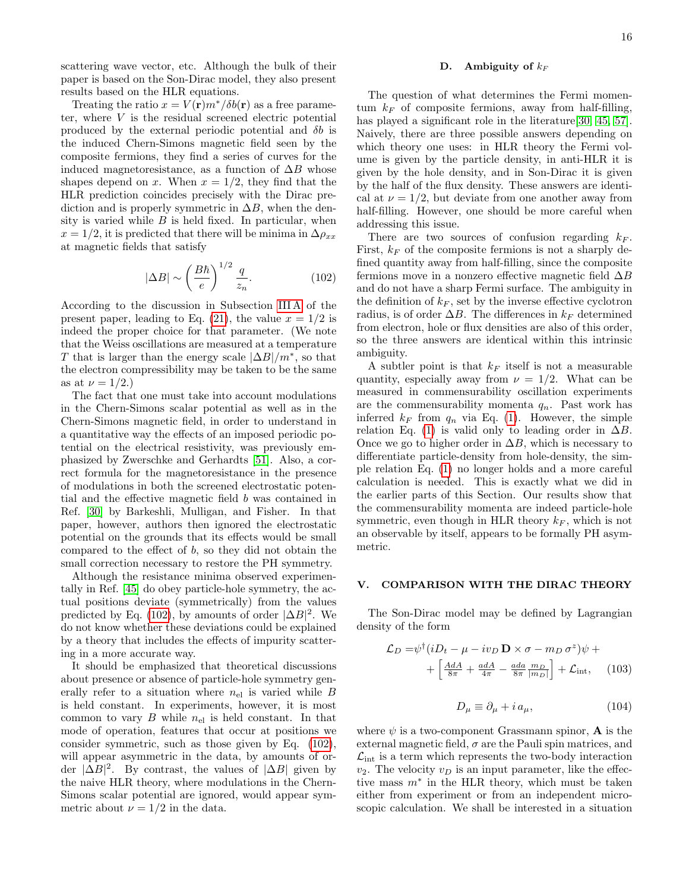scattering wave vector, etc. Although the bulk of their paper is based on the Son-Dirac model, they also present results based on the HLR equations.

Treating the ratio $x = V(\mathbf{r})m^*/\delta b(\mathbf{r})$ as a free parameter, where $V$ is the residual screened electric potential produced by the external periodic potential and $\delta b$ is the induced Chern-Simons magnetic field seen by the composite fermions, they find a series of curves for the induced magnetoresistance, as a function of $\Delta B$ whose shapes depend on $x$. When $x = 1/2$, they find that the HLR prediction coincides precisely with the Dirac prediction and is properly symmetric in $\Delta B$, when the density is varied while $B$ is held fixed. In particular, when $x = 1/2$, it is predicted that there will be minima in $\Delta\rho_{xx}$ at magnetic fields that satisfy

$$|\Delta B| \sim \left(\frac{B\hbar}{e}\right)^{1/2} \frac{q}{z_n}. \tag{102}$$

According to the discussion in Subsection III A of the present paper, leading to Eq. (21), the value $x = 1/2$ is indeed the proper choice for that parameter. (We note that the Weiss oscillations are measured at a temperature $T$ that is larger than the energy scale $|\Delta B|/m^*$, so that the electron compressibility may be taken to be the same as at $\nu = 1/2$.)

The fact that one must take into account modulations in the Chern-Simons scalar potential as well as in the Chern-Simons magnetic field, in order to understand in a quantitative way the effects of an imposed periodic potential on the electrical resistivity, was previously emphasized by Zwerschke and Gerhardts [51]. Also, a correct formula for the magnetoresistance in the presence of modulations in both the screened electrostatic potential and the effective magnetic field $b$ was contained in Ref. [30] by Barkeshli, Mulligan, and Fisher. In that paper, however, authors then ignored the electrostatic potential on the grounds that its effects would be small compared to the effect of $b$, so they did not obtain the small correction necessary to restore the PH symmetry.

Although the resistance minima observed experimentally in Ref. [45] do obey particle-hole symmetry, the actual positions deviate (symmetrically) from the values predicted by Eq. (102), by amounts of order $|\Delta B|^2$. We do not know whether these deviations could be explained by a theory that includes the effects of impurity scattering in a more accurate way.

It should be emphasized that theoretical discussions about presence or absence of particle-hole symmetry generally refer to a situation where $n_{\rm el}$ is varied while $B$ is held constant. In experiments, however, it is most common to vary $B$ while $n_{\rm el}$ is held constant. In that mode of operation, features that occur at positions we consider symmetric, such as those given by Eq. (102), will appear asymmetric in the data, by amounts of order $|\Delta B|^2$. By contrast, the values of $|\Delta B|$ given by the naive HLR theory, where modulations in the Chern-Simons scalar potential are ignored, would appear symmetric about $\nu = 1/2$ in the data.

### D. Ambiguity of $k_F$

The question of what determines the Fermi momentum $k_F$ of composite fermions, away from half-filling, has played a significant role in the literature[30, 45, 57]. Naively, there are three possible answers depending on which theory one uses: in HLR theory the Fermi volume is given by the particle density, in anti-HLR it is given by the hole density, and in Son-Dirac it is given by the half of the flux density. These answers are identical at $\nu = 1/2$, but deviate from one another away from half-filling. However, one should be more careful when addressing this issue.

There are two sources of confusion regarding $k_F$. First, $k_F$ of the composite fermions is not a sharply defined quantity away from half-filling, since the composite fermions move in a nonzero effective magnetic field $\Delta B$ and do not have a sharp Fermi surface. The ambiguity in the definition of $k_F$, set by the inverse effective cyclotron radius, is of order $\Delta B$. The differences in $k_F$ determined from electron, hole or flux densities are also of this order, so the three answers are identical within this intrinsic ambiguity.

A subtler point is that $k_F$ itself is not a measurable quantity, especially away from $\nu = 1/2$. What can be measured in commensurability oscillation experiments are the commensurability momenta $q_n$. Past work has inferred $k_F$ from $q_n$ via Eq. (1). However, the simple relation Eq. (1) is valid only to leading order in $\Delta B$. Once we go to higher order in $\Delta B$, which is necessary to differentiate particle-density from hole-density, the simple relation Eq. (1) no longer holds and a more careful calculation is needed. This is exactly what we did in the earlier parts of this Section. Our results show that the commensurability momenta are indeed particle-hole symmetric, even though in HLR theory $k_F$, which is not an observable by itself, appears to be formally PH asymmetric.

## V. COMPARISON WITH THE DIRAC THEORY

The Son-Dirac model may be defined by Lagrangian density of the form

$$\mathcal{L}_D = \psi^\dagger(iD_t - \mu - iv_D\,\mathbf{D}\times\sigma - m_D\,\sigma^z)\psi + \\ + \left[\tfrac{AdA}{8\pi} + \tfrac{adA}{4\pi} - \tfrac{ada}{8\pi}\tfrac{m_D}{|m_D|}\right] + \mathcal{L}_{\rm int}, \tag{103}$$

$$D_\mu \equiv \partial_\mu + i\,a_\mu, \tag{104}$$

where $\psi$ is a two-component Grassmann spinor, $\mathbf{A}$ is the external magnetic field, $\sigma$ are the Pauli spin matrices, and $\mathcal{L}_{\rm int}$ is a term which represents the two-body interaction $v_2$. The velocity $v_D$ is an input parameter, like the effective mass $m^*$ in the HLR theory, which must be taken either from experiment or from an independent microscopic calculation. We shall be interested in a situation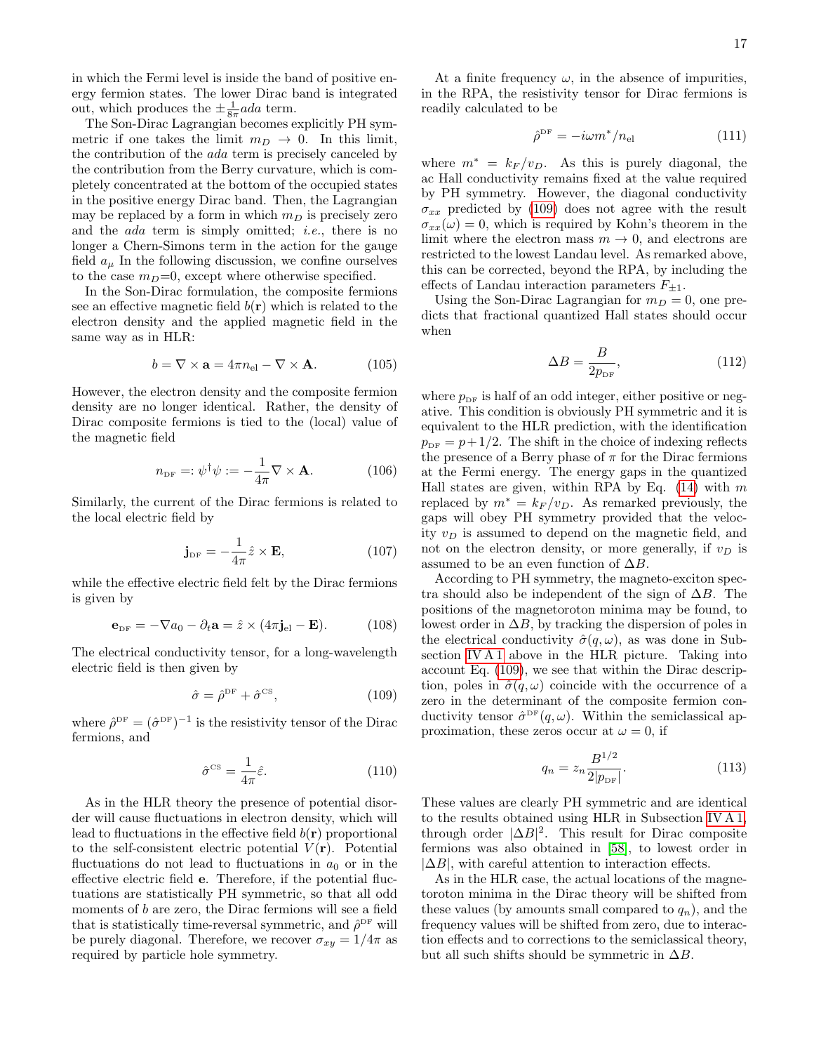in which the Fermi level is inside the band of positive energy fermion states. The lower Dirac band is integrated out, which produces the $\pm\frac{1}{8\pi}ada$ term.

The Son-Dirac Lagrangian becomes explicitly PH symmetric if one takes the limit $m_D \to 0$. In this limit, the contribution of the $ada$ term is precisely canceled by the contribution from the Berry curvature, which is completely concentrated at the bottom of the occupied states in the positive energy Dirac band. Then, the Lagrangian may be replaced by a form in which $m_D$ is precisely zero and the $ada$ term is simply omitted; *i.e.*, there is no longer a Chern-Simons term in the action for the gauge field $a_\mu$ In the following discussion, we confine ourselves to the case $m_D$=0, except where otherwise specified.

In the Son-Dirac formulation, the composite fermions see an effective magnetic field $b(\mathbf{r})$ which is related to the electron density and the applied magnetic field in the same way as in HLR:

$$b = \nabla \times \mathbf{a} = 4\pi n_{\rm el} - \nabla \times \mathbf{A}. \tag{105}$$

However, the electron density and the composite fermion density are no longer identical. Rather, the density of Dirac composite fermions is tied to the (local) value of the magnetic field

$$n_{\rm DF} =: \psi^\dagger \psi := -\frac{1}{4\pi} \nabla \times \mathbf{A}. \tag{106}$$

Similarly, the current of the Dirac fermions is related to the local electric field by

$$\mathbf{j}_{\rm DF} = -\frac{1}{4\pi} \hat{z} \times \mathbf{E}, \tag{107}$$

while the effective electric field felt by the Dirac fermions is given by

$$\mathbf{e}_{\rm DF} = -\nabla a_0 - \partial_t \mathbf{a} = \hat{z} \times (4\pi \mathbf{j}_{\rm el} - \mathbf{E}). \tag{108}$$

The electrical conductivity tensor, for a long-wavelength electric field is then given by

$$\hat{\sigma} = \hat{\rho}^{\rm DF} + \hat{\sigma}^{\rm CS}, \tag{109}$$

where $\hat{\rho}^{\rm DF} = (\hat{\sigma}^{\rm DF})^{-1}$ is the resistivity tensor of the Dirac fermions, and

$$\hat{\sigma}^{\rm CS} = \frac{1}{4\pi} \hat{\varepsilon}. \tag{110}$$

As in the HLR theory the presence of potential disorder will cause fluctuations in electron density, which will lead to fluctuations in the effective field $b(\mathbf{r})$ proportional to the self-consistent electric potential $V(\mathbf{r})$. Potential fluctuations do not lead to fluctuations in $a_0$ or in the effective electric field $\mathbf{e}$. Therefore, if the potential fluctuations are statistically PH symmetric, so that all odd moments of $b$ are zero, the Dirac fermions will see a field that is statistically time-reversal symmetric, and $\hat{\rho}^{\rm DF}$ will be purely diagonal. Therefore, we recover $\sigma_{xy} = 1/4\pi$ as required by particle hole symmetry.

At a finite frequency $\omega$, in the absence of impurities, in the RPA, the resistivity tensor for Dirac fermions is readily calculated to be

$$\hat{\rho}^{\rm DF} = -i\omega m^* / n_{\rm el} \tag{111}$$

where $m^* = k_F/v_D$. As this is purely diagonal, the ac Hall conductivity remains fixed at the value required by PH symmetry. However, the diagonal conductivity $\sigma_{xx}$ predicted by (109) does not agree with the result $\sigma_{xx}(\omega) = 0$, which is required by Kohn's theorem in the limit where the electron mass $m \to 0$, and electrons are restricted to the lowest Landau level. As remarked above, this can be corrected, beyond the RPA, by including the effects of Landau interaction parameters $F_{\pm 1}$.

Using the Son-Dirac Lagrangian for $m_D = 0$, one predicts that fractional quantized Hall states should occur when

$$\Delta B = \frac{B}{2p_{\rm DF}}, \tag{112}$$

where $p_{\rm DF}$ is half of an odd integer, either positive or negative. This condition is obviously PH symmetric and it is equivalent to the HLR prediction, with the identification $p_{\rm DF} = p + 1/2$. The shift in the choice of indexing reflects the presence of a Berry phase of $\pi$ for the Dirac fermions at the Fermi energy. The energy gaps in the quantized Hall states are given, within RPA by Eq. (14) with $m$ replaced by $m^* = k_F/v_D$. As remarked previously, the gaps will obey PH symmetry provided that the velocity $v_D$ is assumed to depend on the magnetic field, and not on the electron density, or more generally, if $v_D$ is assumed to be an even function of $\Delta B$.

According to PH symmetry, the magneto-exciton spectra should also be independent of the sign of $\Delta B$. The positions of the magnetoroton minima may be found, to lowest order in $\Delta B$, by tracking the dispersion of poles in the electrical conductivity $\hat{\sigma}(q, \omega)$, as was done in Subsection IV A 1 above in the HLR picture. Taking into account Eq. (109), we see that within the Dirac description, poles in $\hat{\sigma}(q, \omega)$ coincide with the occurrence of a zero in the determinant of the composite fermion conductivity tensor $\hat{\sigma}^{\rm DF}(q, \omega)$. Within the semiclassical approximation, these zeros occur at $\omega = 0$, if

$$q_n = z_n \frac{B^{1/2}}{2|p_{\rm DF}|}. \tag{113}$$

These values are clearly PH symmetric and are identical to the results obtained using HLR in Subsection IV A 1, through order $|\Delta B|^2$. This result for Dirac composite fermions was also obtained in [58], to lowest order in $|\Delta B|$, with careful attention to interaction effects.

As in the HLR case, the actual locations of the magnetoroton minima in the Dirac theory will be shifted from these values (by amounts small compared to $q_n$), and the frequency values will be shifted from zero, due to interaction effects and to corrections to the semiclassical theory, but all such shifts should be symmetric in $\Delta B$.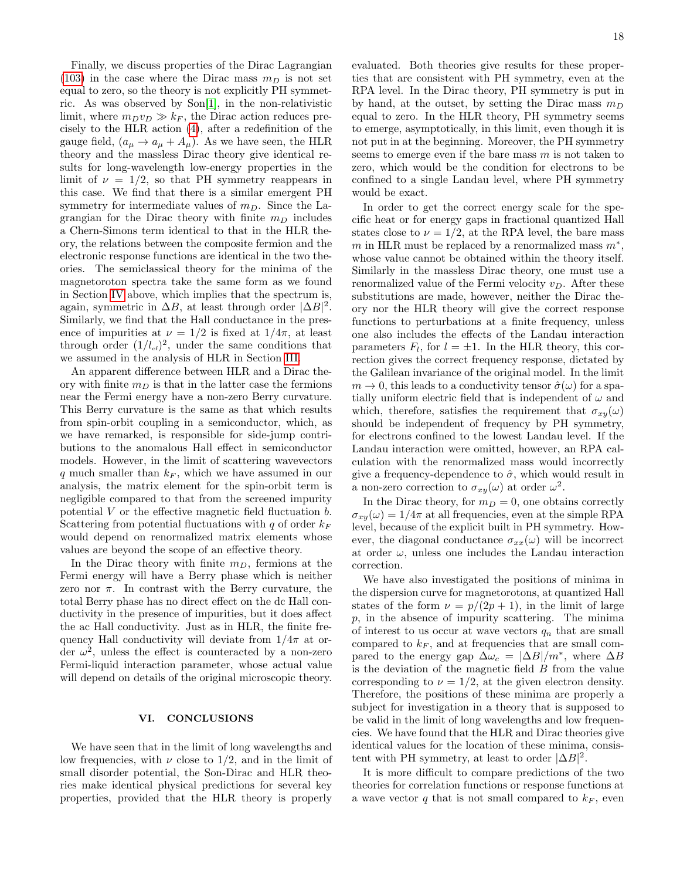Finally, we discuss properties of the Dirac Lagrangian (103) in the case where the Dirac mass $m_D$ is not set equal to zero, so the theory is not explicitly PH symmetric. As was observed by Son[1], in the non-relativistic limit, where $m_D v_D \gg k_F$, the Dirac action reduces precisely to the HLR action (4), after a redefinition of the gauge field, $(a_\mu \to a_\mu + A_\mu)$. As we have seen, the HLR theory and the massless Dirac theory give identical results for long-wavelength low-energy properties in the limit of $\nu = 1/2$, so that PH symmetry reappears in this case. We find that there is a similar emergent PH symmetry for intermediate values of $m_D$. Since the Lagrangian for the Dirac theory with finite $m_D$ includes a Chern-Simons term identical to that in the HLR theory, the relations between the composite fermion and the electronic response functions are identical in the two theories. The semiclassical theory for the minima of the magnetoroton spectra take the same form as we found in Section IV above, which implies that the spectrum is, again, symmetric in $\Delta B$, at least through order $|\Delta B|^2$. Similarly, we find that the Hall conductance in the presence of impurities at $\nu = 1/2$ is fixed at $1/4\pi$, at least through order $(1/l_{cl})^2$, under the same conditions that we assumed in the analysis of HLR in Section III.

An apparent difference between HLR and a Dirac theory with finite $m_D$ is that in the latter case the fermions near the Fermi energy have a non-zero Berry curvature. This Berry curvature is the same as that which results from spin-orbit coupling in a semiconductor, which, as we have remarked, is responsible for side-jump contributions to the anomalous Hall effect in semiconductor models. However, in the limit of scattering wavevectors $q$ much smaller than $k_F$, which we have assumed in our analysis, the matrix element for the spin-orbit term is negligible compared to that from the screened impurity potential $V$ or the effective magnetic field fluctuation $b$. Scattering from potential fluctuations with $q$ of order $k_F$ would depend on renormalized matrix elements whose values are beyond the scope of an effective theory.

In the Dirac theory with finite $m_D$, fermions at the Fermi energy will have a Berry phase which is neither zero nor $\pi$. In contrast with the Berry curvature, the total Berry phase has no direct effect on the dc Hall conductivity in the presence of impurities, but it does affect the ac Hall conductivity. Just as in HLR, the finite frequency Hall conductivity will deviate from $1/4\pi$ at order $\omega^2$, unless the effect is counteracted by a non-zero Fermi-liquid interaction parameter, whose actual value will depend on details of the original microscopic theory.

## VI. CONCLUSIONS

We have seen that in the limit of long wavelengths and low frequencies, with $\nu$ close to $1/2$, and in the limit of small disorder potential, the Son-Dirac and HLR theories make identical physical predictions for several key properties, provided that the HLR theory is properly evaluated. Both theories give results for these properties that are consistent with PH symmetry, even at the RPA level. In the Dirac theory, PH symmetry is put in by hand, at the outset, by setting the Dirac mass $m_D$ equal to zero. In the HLR theory, PH symmetry seems to emerge, asymptotically, in this limit, even though it is not put in at the beginning. Moreover, the PH symmetry seems to emerge even if the bare mass $m$ is not taken to zero, which would be the condition for electrons to be confined to a single Landau level, where PH symmetry would be exact.

In order to get the correct energy scale for the specific heat or for energy gaps in fractional quantized Hall states close to $\nu = 1/2$, at the RPA level, the bare mass $m$ in HLR must be replaced by a renormalized mass $m^*$, whose value cannot be obtained within the theory itself. Similarly in the massless Dirac theory, one must use a renormalized value of the Fermi velocity $v_D$. After these substitutions are made, however, neither the Dirac theory nor the HLR theory will give the correct response functions to perturbations at a finite frequency, unless one also includes the effects of the Landau interaction parameters $F_l$, for $l = \pm 1$. In the HLR theory, this correction gives the correct frequency response, dictated by the Galilean invariance of the original model. In the limit $m \to 0$, this leads to a conductivity tensor $\hat{\sigma}(\omega)$ for a spatially uniform electric field that is independent of $\omega$ and which, therefore, satisfies the requirement that $\sigma_{xy}(\omega)$ should be independent of frequency by PH symmetry, for electrons confined to the lowest Landau level. If the Landau interaction were omitted, however, an RPA calculation with the renormalized mass would incorrectly give a frequency-dependence to $\hat{\sigma}$, which would result in a non-zero correction to $\sigma_{xy}(\omega)$ at order $\omega^2$.

In the Dirac theory, for $m_D = 0$, one obtains correctly $\sigma_{xy}(\omega) = 1/4\pi$ at all frequencies, even at the simple RPA level, because of the explicit built in PH symmetry. However, the diagonal conductance $\sigma_{xx}(\omega)$ will be incorrect at order $\omega$, unless one includes the Landau interaction correction.

We have also investigated the positions of minima in the dispersion curve for magnetorotons, at quantized Hall states of the form $\nu = p/(2p + 1)$, in the limit of large $p$, in the absence of impurity scattering. The minima of interest to us occur at wave vectors $q_n$ that are small compared to $k_F$, and at frequencies that are small compared to the energy gap $\Delta\omega_c = |\Delta B|/m^*$, where $\Delta B$ is the deviation of the magnetic field $B$ from the value corresponding to $\nu = 1/2$, at the given electron density. Therefore, the positions of these minima are properly a subject for investigation in a theory that is supposed to be valid in the limit of long wavelengths and low frequencies. We have found that the HLR and Dirac theories give identical values for the location of these minima, consistent with PH symmetry, at least to order $|\Delta B|^2$.

It is more difficult to compare predictions of the two theories for correlation functions or response functions at a wave vector $q$ that is not small compared to $k_F$, even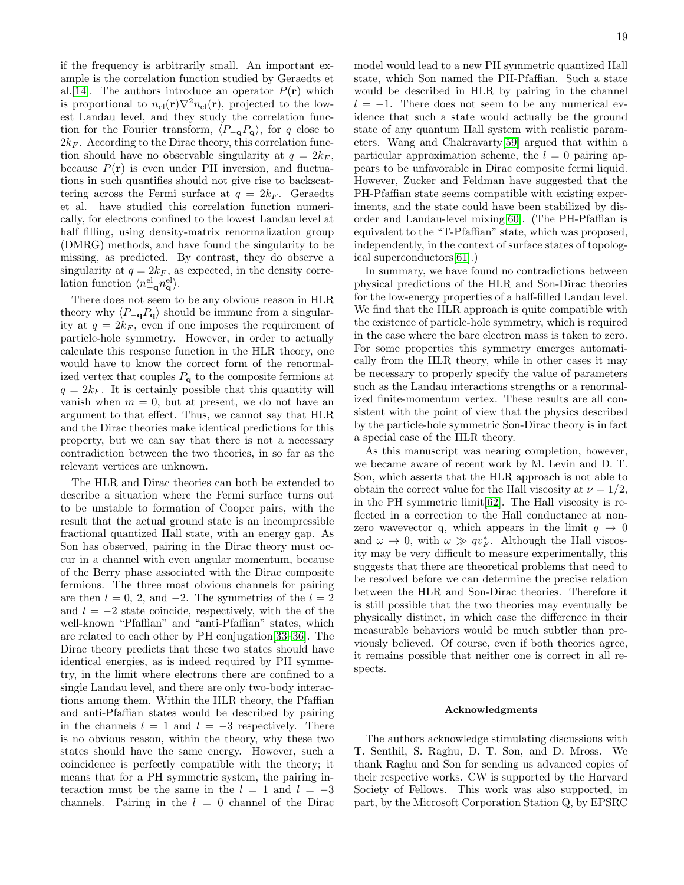if the frequency is arbitrarily small. An important example is the correlation function studied by Geraedts et al.[14]. The authors introduce an operator $P(\mathbf{r})$ which is proportional to $n_{\rm el}(\mathbf{r})\nabla^2 n_{\rm el}(\mathbf{r})$, projected to the lowest Landau level, and they study the correlation function for the Fourier transform, $\langle P_{-\mathbf{q}} P_{\mathbf{q}} \rangle$, for $q$ close to $2k_F$. According to the Dirac theory, this correlation function should have no observable singularity at $q = 2k_F$, because $P(\mathbf{r})$ is even under PH inversion, and fluctuations in such quantities should not give rise to backscattering across the Fermi surface at $q = 2k_F$. Geraedts et al. have studied this correlation function numerically, for electrons confined to the lowest Landau level at half filling, using density-matrix renormalization group (DMRG) methods, and have found the singularity to be missing, as predicted. By contrast, they do observe a singularity at $q = 2k_F$, as expected, in the density correlation function $\langle n^{\rm el}_{-\mathbf{q}} n^{\rm el}_{\mathbf{q}} \rangle$.

There does not seem to be any obvious reason in HLR theory why $\langle P_{-\mathbf{q}} P_{\mathbf{q}} \rangle$ should be immune from a singularity at $q = 2k_F$, even if one imposes the requirement of particle-hole symmetry. However, in order to actually calculate this response function in the HLR theory, one would have to know the correct form of the renormalized vertex that couples $P_{\mathbf{q}}$ to the composite fermions at $q = 2k_F$. It is certainly possible that this quantity will vanish when $m = 0$, but at present, we do not have an argument to that effect. Thus, we cannot say that HLR and the Dirac theories make identical predictions for this property, but we can say that there is not a necessary contradiction between the two theories, in so far as the relevant vertices are unknown.

The HLR and Dirac theories can both be extended to describe a situation where the Fermi surface turns out to be unstable to formation of Cooper pairs, with the result that the actual ground state is an incompressible fractional quantized Hall state, with an energy gap. As Son has observed, pairing in the Dirac theory must occur in a channel with even angular momentum, because of the Berry phase associated with the Dirac composite fermions. The three most obvious channels for pairing are then $l = 0$, 2, and $-2$. The symmetries of the $l = 2$ and $l = -2$ state coincide, respectively, with the of the well-known "Pfaffian" and "anti-Pfaffian" states, which are related to each other by PH conjugation[33–36]. The Dirac theory predicts that these two states should have identical energies, as is indeed required by PH symmetry, in the limit where electrons there are confined to a single Landau level, and there are only two-body interactions among them. Within the HLR theory, the Pfaffian and anti-Pfaffian states would be described by pairing in the channels $l = 1$ and $l = -3$ respectively. There is no obvious reason, within the theory, why these two states should have the same energy. However, such a coincidence is perfectly compatible with the theory; it means that for a PH symmetric system, the pairing interaction must be the same in the $l = 1$ and $l = -3$ channels. Pairing in the $l = 0$ channel of the Dirac model would lead to a new PH symmetric quantized Hall state, which Son named the PH-Pfaffian. Such a state would be described in HLR by pairing in the channel $l = -1$. There does not seem to be any numerical evidence that such a state would actually be the ground state of any quantum Hall system with realistic parameters. Wang and Chakravarty[59] argued that within a particular approximation scheme, the $l = 0$ pairing appears to be unfavorable in Dirac composite fermi liquid. However, Zucker and Feldman have suggested that the PH-Pfaffian state seems compatible with existing experiments, and the state could have been stabilized by disorder and Landau-level mixing[60]. (The PH-Pfaffian is equivalent to the "T-Pfaffian" state, which was proposed, independently, in the context of surface states of topological superconductors[61].)

In summary, we have found no contradictions between physical predictions of the HLR and Son-Dirac theories for the low-energy properties of a half-filled Landau level. We find that the HLR approach is quite compatible with the existence of particle-hole symmetry, which is required in the case where the bare electron mass is taken to zero. For some properties this symmetry emerges automatically from the HLR theory, while in other cases it may be necessary to properly specify the value of parameters such as the Landau interactions strengths or a renormalized finite-momentum vertex. These results are all consistent with the point of view that the physics described by the particle-hole symmetric Son-Dirac theory is in fact a special case of the HLR theory.

As this manuscript was nearing completion, however, we became aware of recent work by M. Levin and D. T. Son, which asserts that the HLR approach is not able to obtain the correct value for the Hall viscosity at $\nu = 1/2$, in the PH symmetric limit[62]. The Hall viscosity is reflected in a correction to the Hall conductance at nonzero wavevector q, which appears in the limit $q \to 0$ and $\omega \to 0$, with $\omega \gg q v_F^*$. Although the Hall viscosity may be very difficult to measure experimentally, this suggests that there are theoretical problems that need to be resolved before we can determine the precise relation between the HLR and Son-Dirac theories. Therefore it is still possible that the two theories may eventually be physically distinct, in which case the difference in their measurable behaviors would be much subtler than previously believed. Of course, even if both theories agree, it remains possible that neither one is correct in all respects.

### Acknowledgments

The authors acknowledge stimulating discussions with T. Senthil, S. Raghu, D. T. Son, and D. Mross. We thank Raghu and Son for sending us advanced copies of their respective works. CW is supported by the Harvard Society of Fellows. This work was also supported, in part, by the Microsoft Corporation Station Q, by EPSRC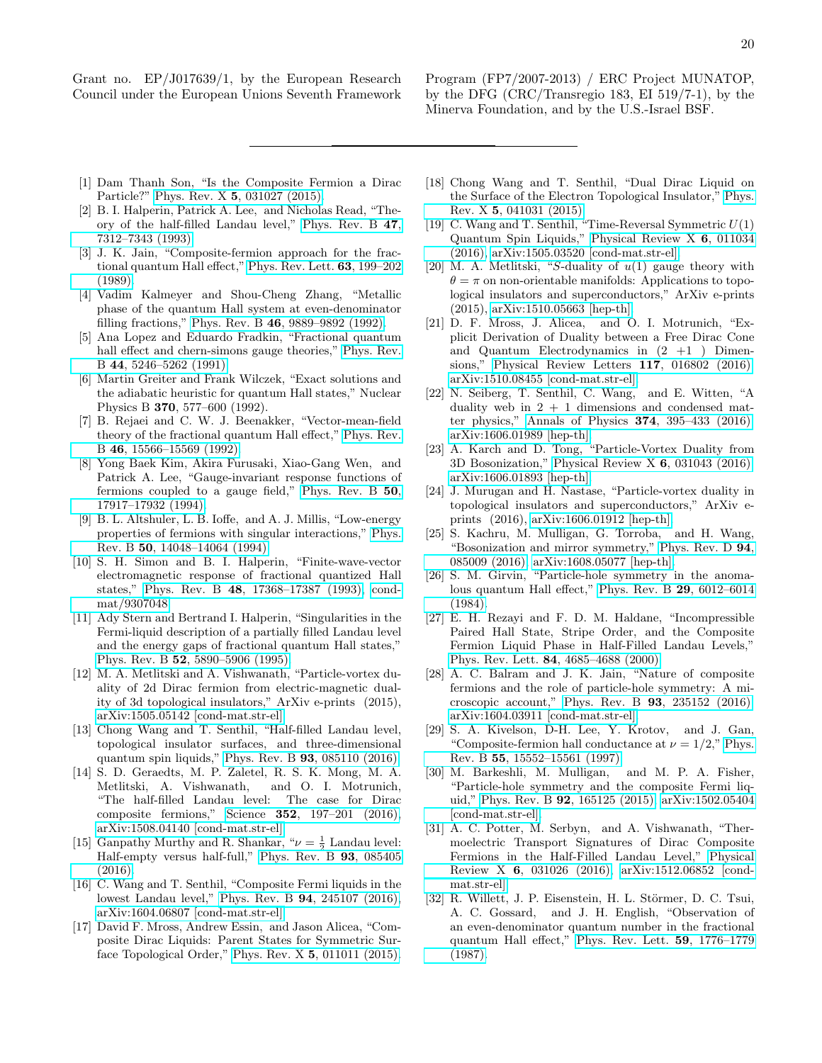Grant no. EP/J017639/1, by the European Research Council under the European Unions Seventh Framework Program (FP7/2007-2013) / ERC Project MUNATOP, by the DFG (CRC/Transregio 183, EI 519/7-1), by the Minerva Foundation, and by the U.S.-Israel BSF.

---

[1] Dam Thanh Son, "Is the Composite Fermion a Dirac Particle?" Phys. Rev. X **5**, 031027 (2015).

[2] B. I. Halperin, Patrick A. Lee, and Nicholas Read, "Theory of the half-filled Landau level," Phys. Rev. B **47**, 7312–7343 (1993).

[3] J. K. Jain, "Composite-fermion approach for the fractional quantum Hall effect," Phys. Rev. Lett. **63**, 199–202 (1989).

[4] Vadim Kalmeyer and Shou-Cheng Zhang, "Metallic phase of the quantum Hall system at even-denominator filling fractions," Phys. Rev. B **46**, 9889–9892 (1992).

[5] Ana Lopez and Eduardo Fradkin, "Fractional quantum hall effect and chern-simons gauge theories," Phys. Rev. B **44**, 5246–5262 (1991).

[6] Martin Greiter and Frank Wilczek, "Exact solutions and the adiabatic heuristic for quantum Hall states," Nuclear Physics B **370**, 577–600 (1992).

[7] B. Rejaei and C. W. J. Beenakker, "Vector-mean-field theory of the fractional quantum Hall effect," Phys. Rev. B **46**, 15566–15569 (1992).

[8] Yong Baek Kim, Akira Furusaki, Xiao-Gang Wen, and Patrick A. Lee, "Gauge-invariant response functions of fermions coupled to a gauge field," Phys. Rev. B **50**, 17917–17932 (1994).

[9] B. L. Altshuler, L. B. Ioffe, and A. J. Millis, "Low-energy properties of fermions with singular interactions," Phys. Rev. B **50**, 14048–14064 (1994).

[10] S. H. Simon and B. I. Halperin, "Finite-wave-vector electromagnetic response of fractional quantized Hall states," Phys. Rev. B **48**, 17368–17387 (1993), cond-mat/9307048.

[11] Ady Stern and Bertrand I. Halperin, "Singularities in the Fermi-liquid description of a partially filled Landau level and the energy gaps of fractional quantum Hall states," Phys. Rev. B **52**, 5890–5906 (1995).

[12] M. A. Metlitski and A. Vishwanath, "Particle-vortex duality of 2d Dirac fermion from electric-magnetic duality of 3d topological insulators," ArXiv e-prints (2015), arXiv:1505.05142 [cond-mat.str-el].

[13] Chong Wang and T. Senthil, "Half-filled Landau level, topological insulator surfaces, and three-dimensional quantum spin liquids," Phys. Rev. B **93**, 085110 (2016).

[14] S. D. Geraedts, M. P. Zaletel, R. S. K. Mong, M. A. Metlitski, A. Vishwanath, and O. I. Motrunich, "The half-filled Landau level: The case for Dirac composite fermions," Science **352**, 197–201 (2016), arXiv:1508.04140 [cond-mat.str-el].

[15] Ganpathy Murthy and R. Shankar, "$\nu = \frac{1}{2}$ Landau level: Half-empty versus half-full," Phys. Rev. B **93**, 085405 (2016).

[16] C. Wang and T. Senthil, "Composite Fermi liquids in the lowest Landau level," Phys. Rev. B **94**, 245107 (2016), arXiv:1604.06807 [cond-mat.str-el].

[17] David F. Mross, Andrew Essin, and Jason Alicea, "Composite Dirac Liquids: Parent States for Symmetric Surface Topological Order," Phys. Rev. X **5**, 011011 (2015).

[18] Chong Wang and T. Senthil, "Dual Dirac Liquid on the Surface of the Electron Topological Insulator," Phys. Rev. X **5**, 041031 (2015).

[19] C. Wang and T. Senthil, "Time-Reversal Symmetric $U(1)$ Quantum Spin Liquids," Physical Review X **6**, 011034 (2016), arXiv:1505.03520 [cond-mat.str-el].

[20] M. A. Metlitski, "$S$-duality of $u(1)$ gauge theory with $\theta = \pi$ on non-orientable manifolds: Applications to topological insulators and superconductors," ArXiv e-prints (2015), arXiv:1510.05663 [hep-th].

[21] D. F. Mross, J. Alicea, and O. I. Motrunich, "Explicit Derivation of Duality between a Free Dirac Cone and Quantum Electrodynamics in (2 +1 ) Dimensions," Physical Review Letters **117**, 016802 (2016), arXiv:1510.08455 [cond-mat.str-el].

[22] N. Seiberg, T. Senthil, C. Wang, and E. Witten, "A duality web in 2 + 1 dimensions and condensed matter physics," Annals of Physics **374**, 395–433 (2016), arXiv:1606.01989 [hep-th].

[23] A. Karch and D. Tong, "Particle-Vortex Duality from 3D Bosonization," Physical Review X **6**, 031043 (2016), arXiv:1606.01893 [hep-th].

[24] J. Murugan and H. Nastase, "Particle-vortex duality in topological insulators and superconductors," ArXiv e-prints (2016), arXiv:1606.01912 [hep-th].

[25] S. Kachru, M. Mulligan, G. Torroba, and H. Wang, "Bosonization and mirror symmetry," Phys. Rev. D **94**, 085009 (2016), arXiv:1608.05077 [hep-th].

[26] S. M. Girvin, "Particle-hole symmetry in the anomalous quantum Hall effect," Phys. Rev. B **29**, 6012–6014 (1984).

[27] E. H. Rezayi and F. D. M. Haldane, "Incompressible Paired Hall State, Stripe Order, and the Composite Fermion Liquid Phase in Half-Filled Landau Levels," Phys. Rev. Lett. **84**, 4685–4688 (2000).

[28] A. C. Balram and J. K. Jain, "Nature of composite fermions and the role of particle-hole symmetry: A microscopic account," Phys. Rev. B **93**, 235152 (2016), arXiv:1604.03911 [cond-mat.str-el].

[29] S. A. Kivelson, D-H. Lee, Y. Krotov, and J. Gan, "Composite-fermion hall conductance at $\nu = 1/2$," Phys. Rev. B **55**, 15552–15561 (1997).

[30] M. Barkeshli, M. Mulligan, and M. P. A. Fisher, "Particle-hole symmetry and the composite Fermi liquid," Phys. Rev. B **92**, 165125 (2015), arXiv:1502.05404 [cond-mat.str-el].

[31] A. C. Potter, M. Serbyn, and A. Vishwanath, "Thermoelectric Transport Signatures of Dirac Composite Fermions in the Half-Filled Landau Level," Physical Review X **6**, 031026 (2016), arXiv:1512.06852 [cond-mat.str-el].

[32] R. Willett, J. P. Eisenstein, H. L. Störmer, D. C. Tsui, A. C. Gossard, and J. H. English, "Observation of an even-denominator quantum number in the fractional quantum Hall effect," Phys. Rev. Lett. **59**, 1776–1779 (1987).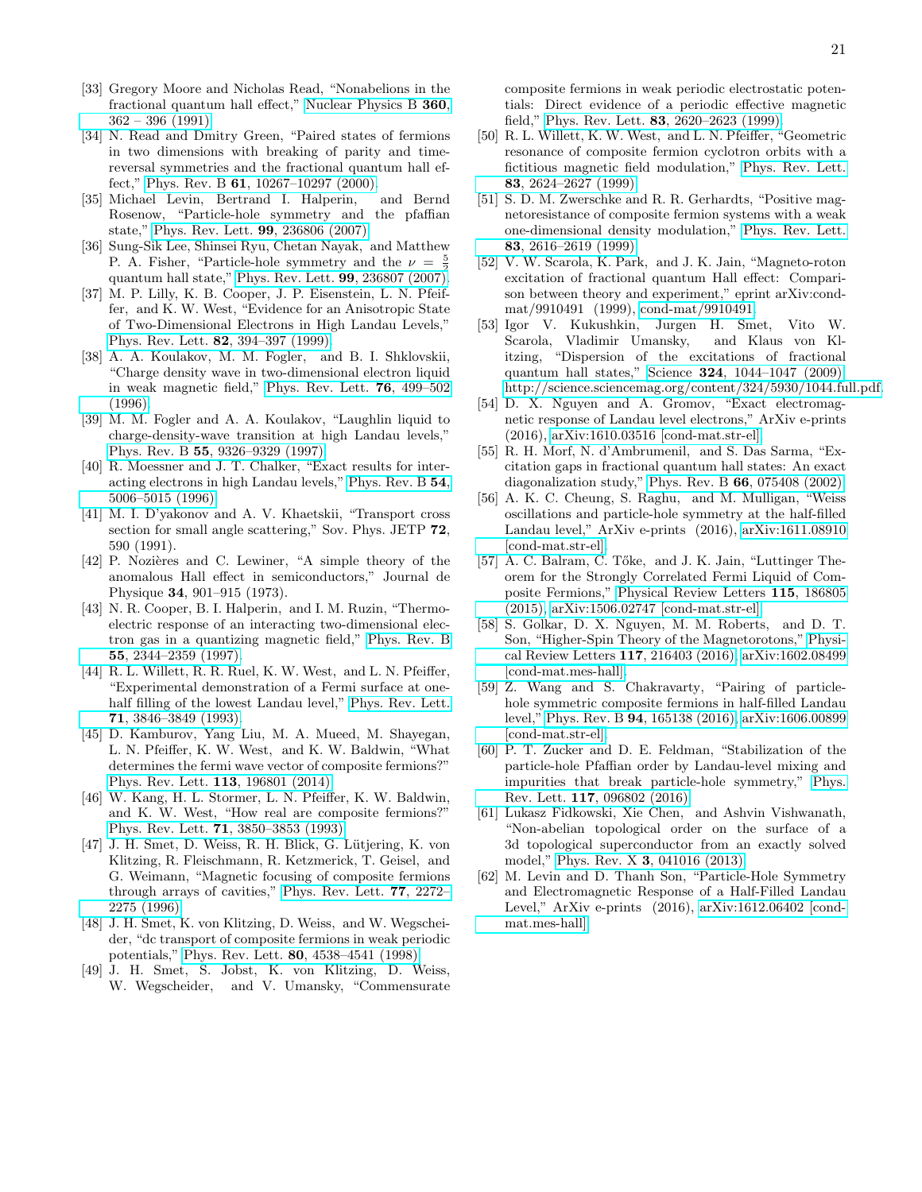[33] Gregory Moore and Nicholas Read, "Nonabelions in the fractional quantum hall effect," Nuclear Physics B **360**, 362 – 396 (1991).

[34] N. Read and Dmitry Green, "Paired states of fermions in two dimensions with breaking of parity and time-reversal symmetries and the fractional quantum hall effect," Phys. Rev. B **61**, 10267–10297 (2000).

[35] Michael Levin, Bertrand I. Halperin, and Bernd Rosenow, "Particle-hole symmetry and the pfaffian state," Phys. Rev. Lett. **99**, 236806 (2007).

[36] Sung-Sik Lee, Shinsei Ryu, Chetan Nayak, and Matthew P. A. Fisher, "Particle-hole symmetry and the $\nu = \frac{5}{2}$ quantum hall state," Phys. Rev. Lett. **99**, 236807 (2007).

[37] M. P. Lilly, K. B. Cooper, J. P. Eisenstein, L. N. Pfeiffer, and K. W. West, "Evidence for an Anisotropic State of Two-Dimensional Electrons in High Landau Levels," Phys. Rev. Lett. **82**, 394–397 (1999).

[38] A. A. Koulakov, M. M. Fogler, and B. I. Shklovskii, "Charge density wave in two-dimensional electron liquid in weak magnetic field," Phys. Rev. Lett. **76**, 499–502 (1996).

[39] M. M. Fogler and A. A. Koulakov, "Laughlin liquid to charge-density-wave transition at high Landau levels," Phys. Rev. B **55**, 9326–9329 (1997).

[40] R. Moessner and J. T. Chalker, "Exact results for interacting electrons in high Landau levels," Phys. Rev. B **54**, 5006–5015 (1996).

[41] M. I. D'yakonov and A. V. Khaetskii, "Transport cross section for small angle scattering," Sov. Phys. JETP **72**, 590 (1991).

[42] P. Nozières and C. Lewiner, "A simple theory of the anomalous Hall effect in semiconductors," Journal de Physique **34**, 901–915 (1973).

[43] N. R. Cooper, B. I. Halperin, and I. M. Ruzin, "Thermoelectric response of an interacting two-dimensional electron gas in a quantizing magnetic field," Phys. Rev. B **55**, 2344–2359 (1997).

[44] R. L. Willett, R. R. Ruel, K. W. West, and L. N. Pfeiffer, "Experimental demonstration of a Fermi surface at one-half filling of the lowest Landau level," Phys. Rev. Lett. **71**, 3846–3849 (1993).

[45] D. Kamburov, Yang Liu, M. A. Mueed, M. Shayegan, L. N. Pfeiffer, K. W. West, and K. W. Baldwin, "What determines the fermi wave vector of composite fermions?" Phys. Rev. Lett. **113**, 196801 (2014).

[46] W. Kang, H. L. Stormer, L. N. Pfeiffer, K. W. Baldwin, and K. W. West, "How real are composite fermions?" Phys. Rev. Lett. **71**, 3850–3853 (1993).

[47] J. H. Smet, D. Weiss, R. H. Blick, G. Lütjering, K. von Klitzing, R. Fleischmann, R. Ketzmerick, T. Geisel, and G. Weimann, "Magnetic focusing of composite fermions through arrays of cavities," Phys. Rev. Lett. **77**, 2272–2275 (1996).

[48] J. H. Smet, K. von Klitzing, D. Weiss, and W. Wegscheider, "dc transport of composite fermions in weak periodic potentials," Phys. Rev. Lett. **80**, 4538–4541 (1998).

[49] J. H. Smet, S. Jobst, K. von Klitzing, D. Weiss, W. Wegscheider, and V. Umansky, "Commensurate composite fermions in weak periodic electrostatic potentials: Direct evidence of a periodic effective magnetic field," Phys. Rev. Lett. **83**, 2620–2623 (1999).

[50] R. L. Willett, K. W. West, and L. N. Pfeiffer, "Geometric resonance of composite fermion cyclotron orbits with a fictitious magnetic field modulation," Phys. Rev. Lett. **83**, 2624–2627 (1999).

[51] S. D. M. Zwerschke and R. R. Gerhardts, "Positive magnetoresistance of composite fermion systems with a weak one-dimensional density modulation," Phys. Rev. Lett. **83**, 2616–2619 (1999).

[52] V. W. Scarola, K. Park, and J. K. Jain, "Magneto-roton excitation of fractional quantum Hall effect: Comparison between theory and experiment," eprint arXiv:cond-mat/9910491 (1999), cond-mat/9910491.

[53] Igor V. Kukushkin, Jurgen H. Smet, Vito W. Scarola, Vladimir Umansky, and Klaus von Klitzing, "Dispersion of the excitations of fractional quantum hall states," Science **324**, 1044–1047 (2009), http://science.sciencemag.org/content/324/5930/1044.full.pdf.

[54] D. X. Nguyen and A. Gromov, "Exact electromagnetic response of Landau level electrons," ArXiv e-prints (2016), arXiv:1610.03516 [cond-mat.str-el].

[55] R. H. Morf, N. d'Ambrumenil, and S. Das Sarma, "Excitation gaps in fractional quantum hall states: An exact diagonalization study," Phys. Rev. B **66**, 075408 (2002).

[56] A. K. C. Cheung, S. Raghu, and M. Mulligan, "Weiss oscillations and particle-hole symmetry at the half-filled Landau level," ArXiv e-prints (2016), arXiv:1611.08910 [cond-mat.str-el].

[57] A. C. Balram, C. Tőke, and J. K. Jain, "Luttinger Theorem for the Strongly Correlated Fermi Liquid of Composite Fermions," Physical Review Letters **115**, 186805 (2015), arXiv:1506.02747 [cond-mat.str-el].

[58] S. Golkar, D. X. Nguyen, M. M. Roberts, and D. T. Son, "Higher-Spin Theory of the Magnetorotons," Physical Review Letters **117**, 216403 (2016), arXiv:1602.08499 [cond-mat.mes-hall].

[59] Z. Wang and S. Chakravarty, "Pairing of particle-hole symmetric composite fermions in half-filled Landau level," Phys. Rev. B **94**, 165138 (2016), arXiv:1606.00899 [cond-mat.str-el].

[60] P. T. Zucker and D. E. Feldman, "Stabilization of the particle-hole Pfaffian order by Landau-level mixing and impurities that break particle-hole symmetry," Phys. Rev. Lett. **117**, 096802 (2016).

[61] Lukasz Fidkowski, Xie Chen, and Ashvin Vishwanath, "Non-abelian topological order on the surface of a 3d topological superconductor from an exactly solved model," Phys. Rev. X **3**, 041016 (2013).

[62] M. Levin and D. Thanh Son, "Particle-Hole Symmetry and Electromagnetic Response of a Half-Filled Landau Level," ArXiv e-prints (2016), arXiv:1612.06402 [cond-mat.mes-hall].